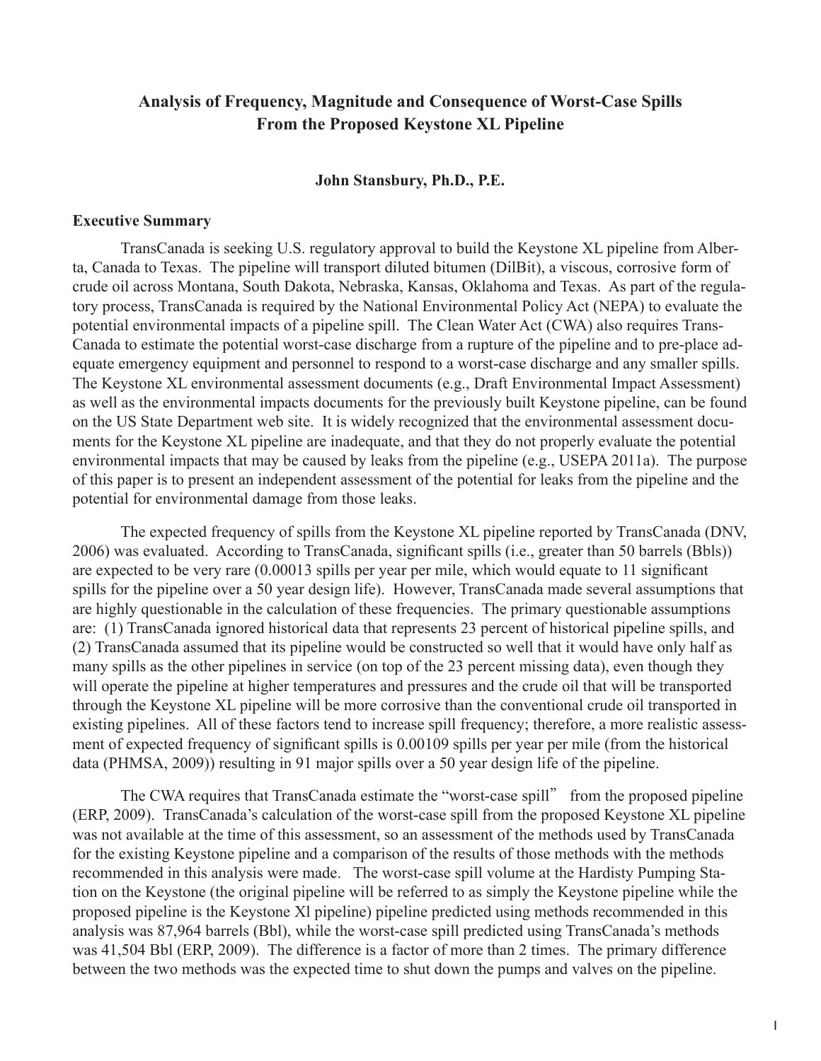# Analysis of Frequency, Magnitude and Consequence of Worst-Case Spills From the Proposed Keystone XL Pipeline

**John Stansbury, Ph.D., P.E.**

## Executive Summary

TransCanada is seeking U.S. regulatory approval to build the Keystone XL pipeline from Alberta, Canada to Texas. The pipeline will transport diluted bitumen (DilBit), a viscous, corrosive form of crude oil across Montana, South Dakota, Nebraska, Kansas, Oklahoma and Texas. As part of the regulatory process, TransCanada is required by the National Environmental Policy Act (NEPA) to evaluate the potential environmental impacts of a pipeline spill. The Clean Water Act (CWA) also requires TransCanada to estimate the potential worst-case discharge from a rupture of the pipeline and to pre-place adequate emergency equipment and personnel to respond to a worst-case discharge and any smaller spills. The Keystone XL environmental assessment documents (e.g., Draft Environmental Impact Assessment) as well as the environmental impacts documents for the previously built Keystone pipeline, can be found on the US State Department web site. It is widely recognized that the environmental assessment documents for the Keystone XL pipeline are inadequate, and that they do not properly evaluate the potential environmental impacts that may be caused by leaks from the pipeline (e.g., USEPA 2011a). The purpose of this paper is to present an independent assessment of the potential for leaks from the pipeline and the potential for environmental damage from those leaks.

The expected frequency of spills from the Keystone XL pipeline reported by TransCanada (DNV, 2006) was evaluated. According to TransCanada, significant spills (i.e., greater than 50 barrels (Bbls)) are expected to be very rare (0.00013 spills per year per mile, which would equate to 11 significant spills for the pipeline over a 50 year design life). However, TransCanada made several assumptions that are highly questionable in the calculation of these frequencies. The primary questionable assumptions are: (1) TransCanada ignored historical data that represents 23 percent of historical pipeline spills, and (2) TransCanada assumed that its pipeline would be constructed so well that it would have only half as many spills as the other pipelines in service (on top of the 23 percent missing data), even though they will operate the pipeline at higher temperatures and pressures and the crude oil that will be transported through the Keystone XL pipeline will be more corrosive than the conventional crude oil transported in existing pipelines. All of these factors tend to increase spill frequency; therefore, a more realistic assessment of expected frequency of significant spills is 0.00109 spills per year per mile (from the historical data (PHMSA, 2009)) resulting in 91 major spills over a 50 year design life of the pipeline.

The CWA requires that TransCanada estimate the "worst-case spill" from the proposed pipeline (ERP, 2009). TransCanada's calculation of the worst-case spill from the proposed Keystone XL pipeline was not available at the time of this assessment, so an assessment of the methods used by TransCanada for the existing Keystone pipeline and a comparison of the results of those methods with the methods recommended in this analysis were made. The worst-case spill volume at the Hardisty Pumping Station on the Keystone (the original pipeline will be referred to as simply the Keystone pipeline while the proposed pipeline is the Keystone Xl pipeline) pipeline predicted using methods recommended in this analysis was 87,964 barrels (Bbl), while the worst-case spill predicted using TransCanada's methods was 41,504 Bbl (ERP, 2009). The difference is a factor of more than 2 times. The primary difference between the two methods was the expected time to shut down the pumps and valves on the pipeline.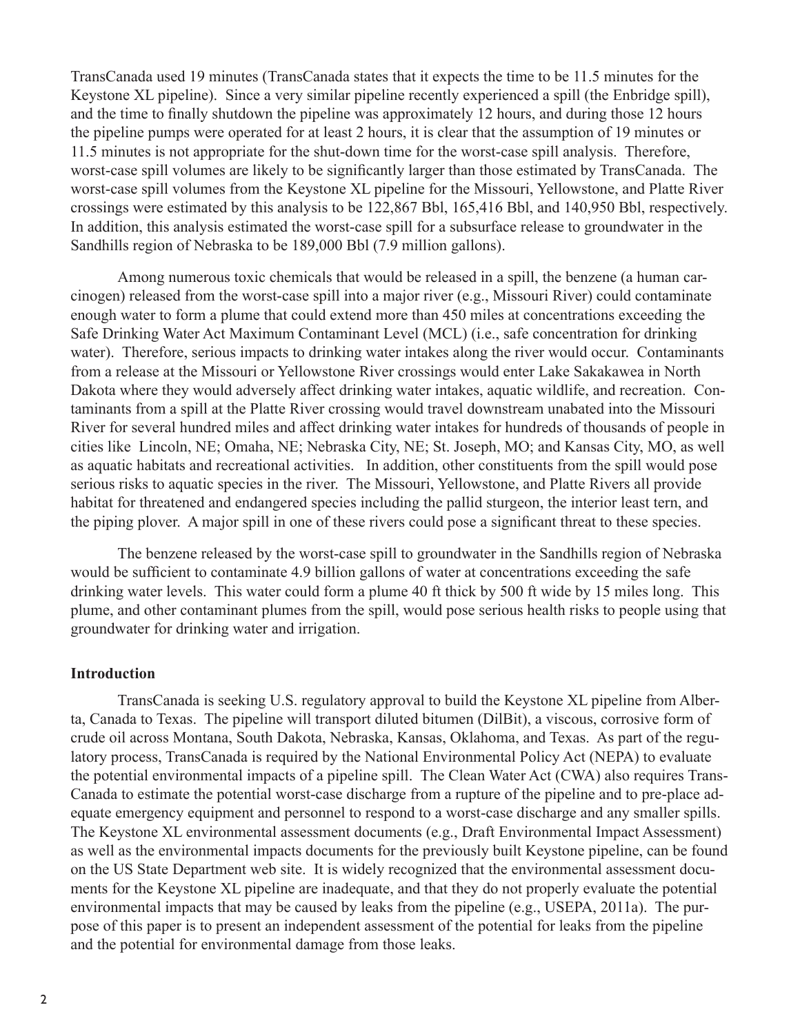TransCanada used 19 minutes (TransCanada states that it expects the time to be 11.5 minutes for the Keystone XL pipeline). Since a very similar pipeline recently experienced a spill (the Enbridge spill), and the time to finally shutdown the pipeline was approximately 12 hours, and during those 12 hours the pipeline pumps were operated for at least 2 hours, it is clear that the assumption of 19 minutes or 11.5 minutes is not appropriate for the shut-down time for the worst-case spill analysis. Therefore, worst-case spill volumes are likely to be significantly larger than those estimated by TransCanada. The worst-case spill volumes from the Keystone XL pipeline for the Missouri, Yellowstone, and Platte River crossings were estimated by this analysis to be 122,867 Bbl, 165,416 Bbl, and 140,950 Bbl, respectively. In addition, this analysis estimated the worst-case spill for a subsurface release to groundwater in the Sandhills region of Nebraska to be 189,000 Bbl (7.9 million gallons).

Among numerous toxic chemicals that would be released in a spill, the benzene (a human carcinogen) released from the worst-case spill into a major river (e.g., Missouri River) could contaminate enough water to form a plume that could extend more than 450 miles at concentrations exceeding the Safe Drinking Water Act Maximum Contaminant Level (MCL) (i.e., safe concentration for drinking water). Therefore, serious impacts to drinking water intakes along the river would occur. Contaminants from a release at the Missouri or Yellowstone River crossings would enter Lake Sakakawea in North Dakota where they would adversely affect drinking water intakes, aquatic wildlife, and recreation. Contaminants from a spill at the Platte River crossing would travel downstream unabated into the Missouri River for several hundred miles and affect drinking water intakes for hundreds of thousands of people in cities like Lincoln, NE; Omaha, NE; Nebraska City, NE; St. Joseph, MO; and Kansas City, MO, as well as aquatic habitats and recreational activities. In addition, other constituents from the spill would pose serious risks to aquatic species in the river. The Missouri, Yellowstone, and Platte Rivers all provide habitat for threatened and endangered species including the pallid sturgeon, the interior least tern, and the piping plover. A major spill in one of these rivers could pose a significant threat to these species.

The benzene released by the worst-case spill to groundwater in the Sandhills region of Nebraska would be sufficient to contaminate 4.9 billion gallons of water at concentrations exceeding the safe drinking water levels. This water could form a plume 40 ft thick by 500 ft wide by 15 miles long. This plume, and other contaminant plumes from the spill, would pose serious health risks to people using that groundwater for drinking water and irrigation.

## Introduction

TransCanada is seeking U.S. regulatory approval to build the Keystone XL pipeline from Alberta, Canada to Texas. The pipeline will transport diluted bitumen (DilBit), a viscous, corrosive form of crude oil across Montana, South Dakota, Nebraska, Kansas, Oklahoma, and Texas. As part of the regulatory process, TransCanada is required by the National Environmental Policy Act (NEPA) to evaluate the potential environmental impacts of a pipeline spill. The Clean Water Act (CWA) also requires TransCanada to estimate the potential worst-case discharge from a rupture of the pipeline and to pre-place adequate emergency equipment and personnel to respond to a worst-case discharge and any smaller spills. The Keystone XL environmental assessment documents (e.g., Draft Environmental Impact Assessment) as well as the environmental impacts documents for the previously built Keystone pipeline, can be found on the US State Department web site. It is widely recognized that the environmental assessment documents for the Keystone XL pipeline are inadequate, and that they do not properly evaluate the potential environmental impacts that may be caused by leaks from the pipeline (e.g., USEPA, 2011a). The purpose of this paper is to present an independent assessment of the potential for leaks from the pipeline and the potential for environmental damage from those leaks.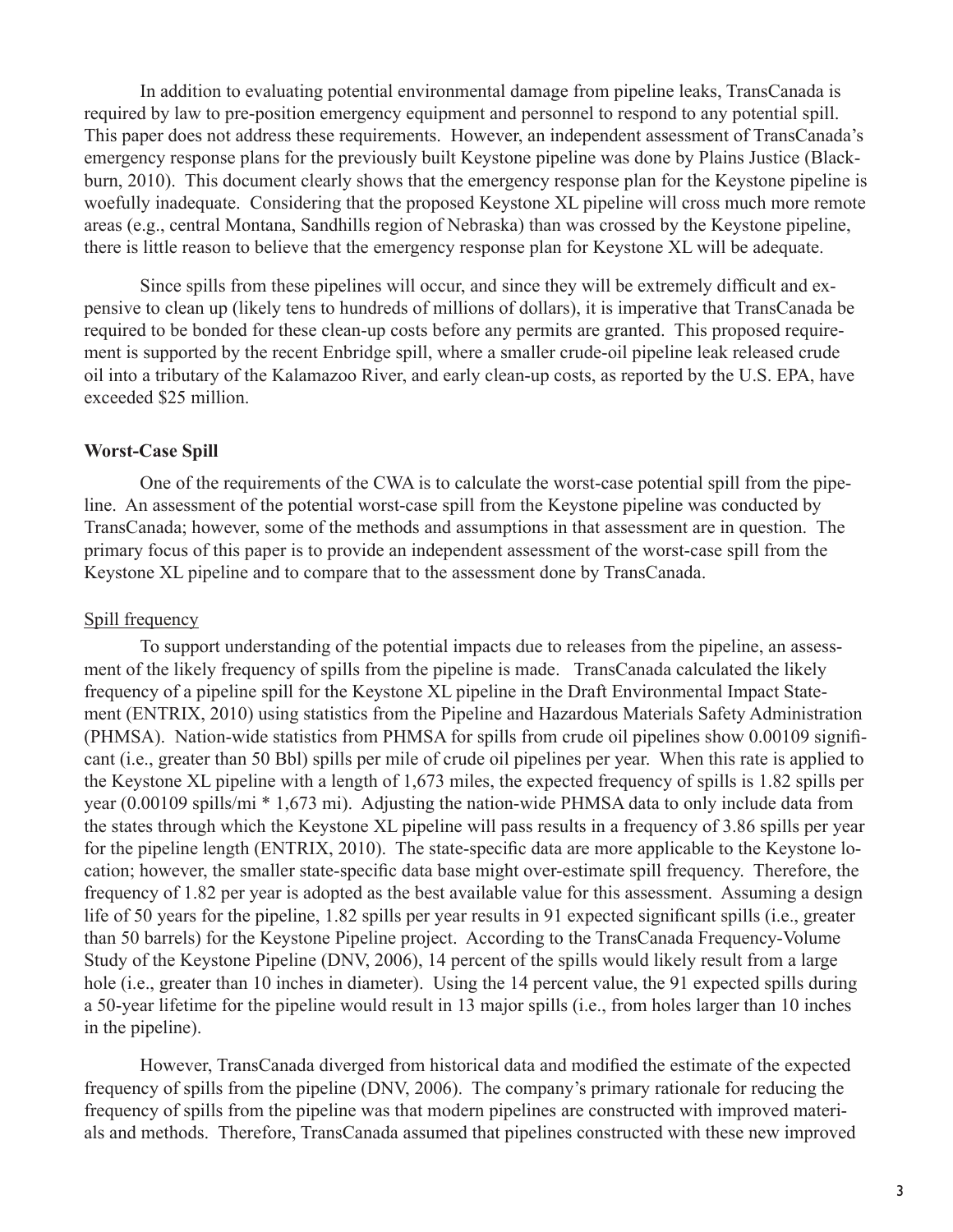In addition to evaluating potential environmental damage from pipeline leaks, TransCanada is required by law to pre-position emergency equipment and personnel to respond to any potential spill. This paper does not address these requirements. However, an independent assessment of TransCanada's emergency response plans for the previously built Keystone pipeline was done by Plains Justice (Blackburn, 2010). This document clearly shows that the emergency response plan for the Keystone pipeline is woefully inadequate. Considering that the proposed Keystone XL pipeline will cross much more remote areas (e.g., central Montana, Sandhills region of Nebraska) than was crossed by the Keystone pipeline, there is little reason to believe that the emergency response plan for Keystone XL will be adequate.

Since spills from these pipelines will occur, and since they will be extremely difficult and expensive to clean up (likely tens to hundreds of millions of dollars), it is imperative that TransCanada be required to be bonded for these clean-up costs before any permits are granted. This proposed requirement is supported by the recent Enbridge spill, where a smaller crude-oil pipeline leak released crude oil into a tributary of the Kalamazoo River, and early clean-up costs, as reported by the U.S. EPA, have exceeded $25 million.

**Worst-Case Spill**

One of the requirements of the CWA is to calculate the worst-case potential spill from the pipeline. An assessment of the potential worst-case spill from the Keystone pipeline was conducted by TransCanada; however, some of the methods and assumptions in that assessment are in question. The primary focus of this paper is to provide an independent assessment of the worst-case spill from the Keystone XL pipeline and to compare that to the assessment done by TransCanada.

Spill frequency

To support understanding of the potential impacts due to releases from the pipeline, an assessment of the likely frequency of spills from the pipeline is made. TransCanada calculated the likely frequency of a pipeline spill for the Keystone XL pipeline in the Draft Environmental Impact Statement (ENTRIX, 2010) using statistics from the Pipeline and Hazardous Materials Safety Administration (PHMSA). Nation-wide statistics from PHMSA for spills from crude oil pipelines show 0.00109 significant (i.e., greater than 50 Bbl) spills per mile of crude oil pipelines per year. When this rate is applied to the Keystone XL pipeline with a length of 1,673 miles, the expected frequency of spills is 1.82 spills per year (0.00109 spills/mi * 1,673 mi). Adjusting the nation-wide PHMSA data to only include data from the states through which the Keystone XL pipeline will pass results in a frequency of 3.86 spills per year for the pipeline length (ENTRIX, 2010). The state-specific data are more applicable to the Keystone location; however, the smaller state-specific data base might over-estimate spill frequency. Therefore, the frequency of 1.82 per year is adopted as the best available value for this assessment. Assuming a design life of 50 years for the pipeline, 1.82 spills per year results in 91 expected significant spills (i.e., greater than 50 barrels) for the Keystone Pipeline project. According to the TransCanada Frequency-Volume Study of the Keystone Pipeline (DNV, 2006), 14 percent of the spills would likely result from a large hole (i.e., greater than 10 inches in diameter). Using the 14 percent value, the 91 expected spills during a 50-year lifetime for the pipeline would result in 13 major spills (i.e., from holes larger than 10 inches in the pipeline).

However, TransCanada diverged from historical data and modified the estimate of the expected frequency of spills from the pipeline (DNV, 2006). The company's primary rationale for reducing the frequency of spills from the pipeline was that modern pipelines are constructed with improved materials and methods. Therefore, TransCanada assumed that pipelines constructed with these new improved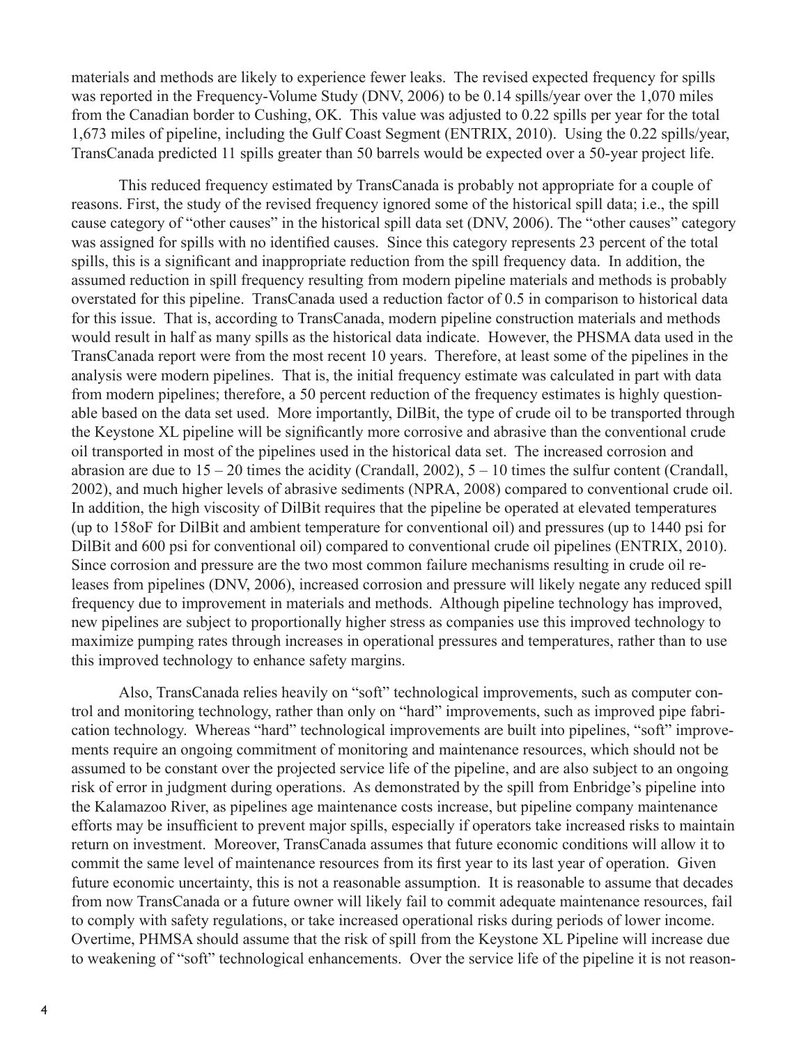materials and methods are likely to experience fewer leaks. The revised expected frequency for spills was reported in the Frequency-Volume Study (DNV, 2006) to be 0.14 spills/year over the 1,070 miles from the Canadian border to Cushing, OK. This value was adjusted to 0.22 spills per year for the total 1,673 miles of pipeline, including the Gulf Coast Segment (ENTRIX, 2010). Using the 0.22 spills/year, TransCanada predicted 11 spills greater than 50 barrels would be expected over a 50-year project life.

This reduced frequency estimated by TransCanada is probably not appropriate for a couple of reasons. First, the study of the revised frequency ignored some of the historical spill data; i.e., the spill cause category of "other causes" in the historical spill data set (DNV, 2006). The "other causes" category was assigned for spills with no identified causes. Since this category represents 23 percent of the total spills, this is a significant and inappropriate reduction from the spill frequency data. In addition, the assumed reduction in spill frequency resulting from modern pipeline materials and methods is probably overstated for this pipeline. TransCanada used a reduction factor of 0.5 in comparison to historical data for this issue. That is, according to TransCanada, modern pipeline construction materials and methods would result in half as many spills as the historical data indicate. However, the PHSMA data used in the TransCanada report were from the most recent 10 years. Therefore, at least some of the pipelines in the analysis were modern pipelines. That is, the initial frequency estimate was calculated in part with data from modern pipelines; therefore, a 50 percent reduction of the frequency estimates is highly questionable based on the data set used. More importantly, DilBit, the type of crude oil to be transported through the Keystone XL pipeline will be significantly more corrosive and abrasive than the conventional crude oil transported in most of the pipelines used in the historical data set. The increased corrosion and abrasion are due to 15 – 20 times the acidity (Crandall, 2002), 5 – 10 times the sulfur content (Crandall, 2002), and much higher levels of abrasive sediments (NPRA, 2008) compared to conventional crude oil. In addition, the high viscosity of DilBit requires that the pipeline be operated at elevated temperatures (up to 158oF for DilBit and ambient temperature for conventional oil) and pressures (up to 1440 psi for DilBit and 600 psi for conventional oil) compared to conventional crude oil pipelines (ENTRIX, 2010). Since corrosion and pressure are the two most common failure mechanisms resulting in crude oil releases from pipelines (DNV, 2006), increased corrosion and pressure will likely negate any reduced spill frequency due to improvement in materials and methods. Although pipeline technology has improved, new pipelines are subject to proportionally higher stress as companies use this improved technology to maximize pumping rates through increases in operational pressures and temperatures, rather than to use this improved technology to enhance safety margins.

Also, TransCanada relies heavily on "soft" technological improvements, such as computer control and monitoring technology, rather than only on "hard" improvements, such as improved pipe fabrication technology. Whereas "hard" technological improvements are built into pipelines, "soft" improvements require an ongoing commitment of monitoring and maintenance resources, which should not be assumed to be constant over the projected service life of the pipeline, and are also subject to an ongoing risk of error in judgment during operations. As demonstrated by the spill from Enbridge's pipeline into the Kalamazoo River, as pipelines age maintenance costs increase, but pipeline company maintenance efforts may be insufficient to prevent major spills, especially if operators take increased risks to maintain return on investment. Moreover, TransCanada assumes that future economic conditions will allow it to commit the same level of maintenance resources from its first year to its last year of operation. Given future economic uncertainty, this is not a reasonable assumption. It is reasonable to assume that decades from now TransCanada or a future owner will likely fail to commit adequate maintenance resources, fail to comply with safety regulations, or take increased operational risks during periods of lower income. Overtime, PHMSA should assume that the risk of spill from the Keystone XL Pipeline will increase due to weakening of "soft" technological enhancements. Over the service life of the pipeline it is not reason-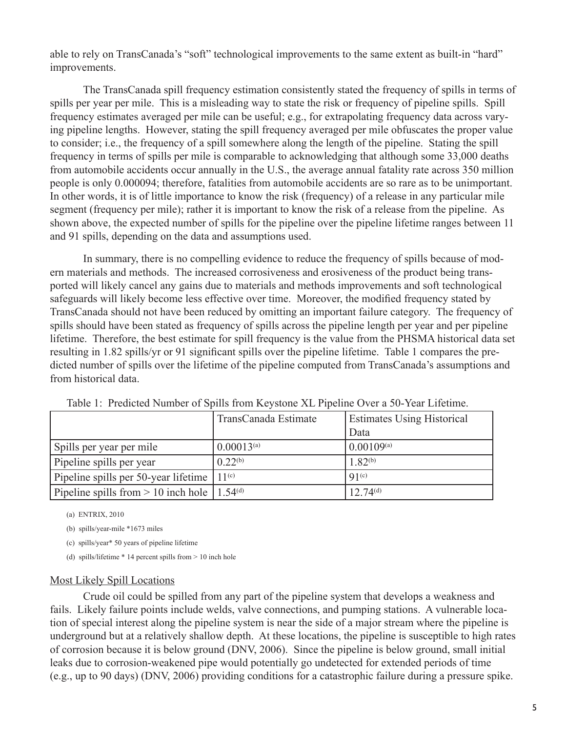able to rely on TransCanada's "soft" technological improvements to the same extent as built-in "hard" improvements.

The TransCanada spill frequency estimation consistently stated the frequency of spills in terms of spills per year per mile. This is a misleading way to state the risk or frequency of pipeline spills. Spill frequency estimates averaged per mile can be useful; e.g., for extrapolating frequency data across varying pipeline lengths. However, stating the spill frequency averaged per mile obfuscates the proper value to consider; i.e., the frequency of a spill somewhere along the length of the pipeline. Stating the spill frequency in terms of spills per mile is comparable to acknowledging that although some 33,000 deaths from automobile accidents occur annually in the U.S., the average annual fatality rate across 350 million people is only 0.000094; therefore, fatalities from automobile accidents are so rare as to be unimportant. In other words, it is of little importance to know the risk (frequency) of a release in any particular mile segment (frequency per mile); rather it is important to know the risk of a release from the pipeline. As shown above, the expected number of spills for the pipeline over the pipeline lifetime ranges between 11 and 91 spills, depending on the data and assumptions used.

In summary, there is no compelling evidence to reduce the frequency of spills because of modern materials and methods. The increased corrosiveness and erosiveness of the product being transported will likely cancel any gains due to materials and methods improvements and soft technological safeguards will likely become less effective over time. Moreover, the modified frequency stated by TransCanada should not have been reduced by omitting an important failure category. The frequency of spills should have been stated as frequency of spills across the pipeline length per year and per pipeline lifetime. Therefore, the best estimate for spill frequency is the value from the PHSMA historical data set resulting in 1.82 spills/yr or 91 significant spills over the pipeline lifetime. Table 1 compares the predicted number of spills over the lifetime of the pipeline computed from TransCanada's assumptions and from historical data.

Table 1: Predicted Number of Spills from Keystone XL Pipeline Over a 50-Year Lifetime.

| | TransCanada Estimate | Estimates Using Historical Data |
|---|---|---|
| Spills per year per mile | 0.00013[(a)] | 0.00109[(a)] |
| Pipeline spills per year | 0.22[(b)] | 1.82[(b)] |
| Pipeline spills per 50-year lifetime | 11[(c)] | 91[(c)] |
| Pipeline spills from > 10 inch hole | 1.54[(d)] | 12.74[(d)] |

(a) ENTRIX, 2010

(b) spills/year-mile *1673 miles

(c) spills/year* 50 years of pipeline lifetime

(d) spills/lifetime * 14 percent spills from > 10 inch hole

## Most Likely Spill Locations

Crude oil could be spilled from any part of the pipeline system that develops a weakness and fails. Likely failure points include welds, valve connections, and pumping stations. A vulnerable location of special interest along the pipeline system is near the side of a major stream where the pipeline is underground but at a relatively shallow depth. At these locations, the pipeline is susceptible to high rates of corrosion because it is below ground (DNV, 2006). Since the pipeline is below ground, small initial leaks due to corrosion-weakened pipe would potentially go undetected for extended periods of time (e.g., up to 90 days) (DNV, 2006) providing conditions for a catastrophic failure during a pressure spike.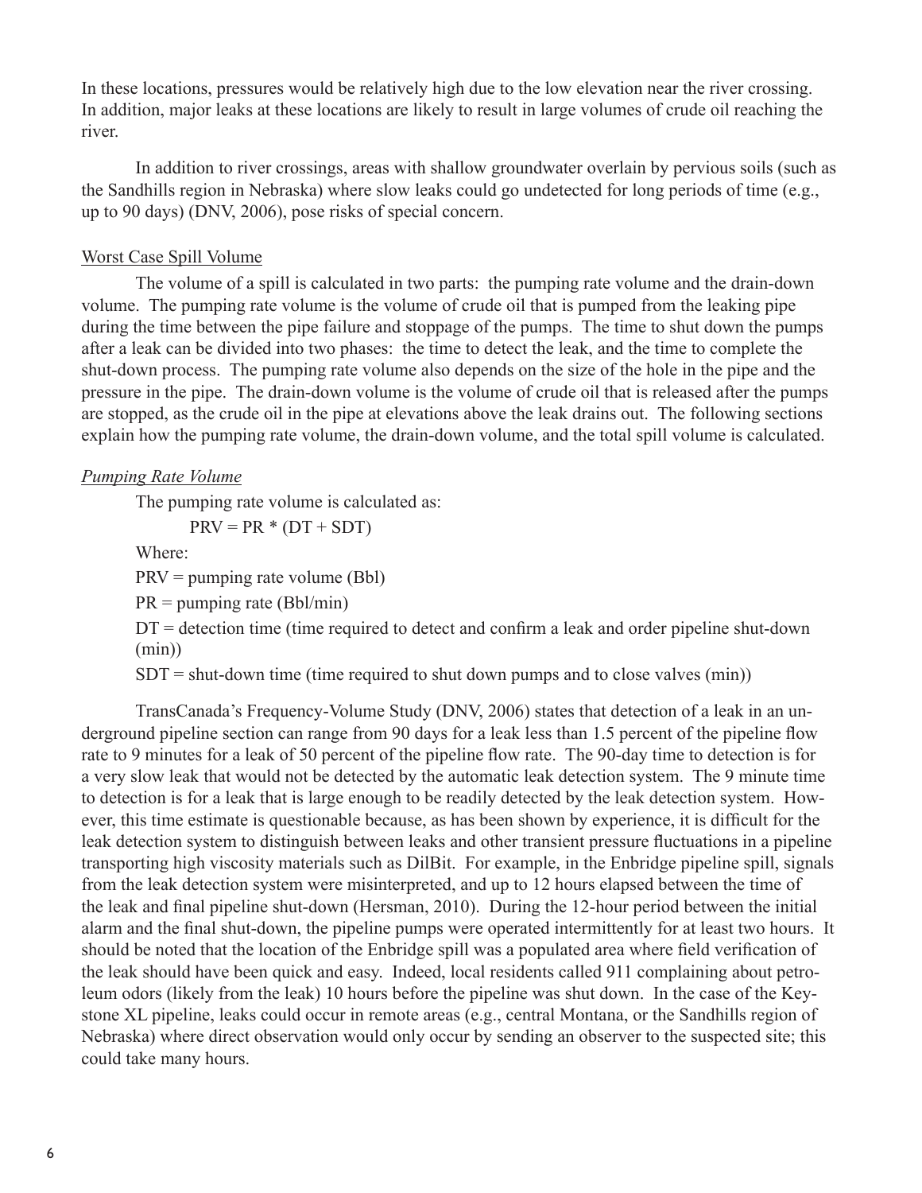In these locations, pressures would be relatively high due to the low elevation near the river crossing. In addition, major leaks at these locations are likely to result in large volumes of crude oil reaching the river.

In addition to river crossings, areas with shallow groundwater overlain by pervious soils (such as the Sandhills region in Nebraska) where slow leaks could go undetected for long periods of time (e.g., up to 90 days) (DNV, 2006), pose risks of special concern.

<u>Worst Case Spill Volume</u>

The volume of a spill is calculated in two parts: the pumping rate volume and the drain-down volume. The pumping rate volume is the volume of crude oil that is pumped from the leaking pipe during the time between the pipe failure and stoppage of the pumps. The time to shut down the pumps after a leak can be divided into two phases: the time to detect the leak, and the time to complete the shut-down process. The pumping rate volume also depends on the size of the hole in the pipe and the pressure in the pipe. The drain-down volume is the volume of crude oil that is released after the pumps are stopped, as the crude oil in the pipe at elevations above the leak drains out. The following sections explain how the pumping rate volume, the drain-down volume, and the total spill volume is calculated.

*<u>Pumping Rate Volume</u>*

The pumping rate volume is calculated as:

$$PRV = PR * (DT + SDT)$$

Where:

PRV = pumping rate volume (Bbl)

PR = pumping rate (Bbl/min)

DT = detection time (time required to detect and confirm a leak and order pipeline shut-down (min))

SDT = shut-down time (time required to shut down pumps and to close valves (min))

TransCanada's Frequency-Volume Study (DNV, 2006) states that detection of a leak in an underground pipeline section can range from 90 days for a leak less than 1.5 percent of the pipeline flow rate to 9 minutes for a leak of 50 percent of the pipeline flow rate. The 90-day time to detection is for a very slow leak that would not be detected by the automatic leak detection system. The 9 minute time to detection is for a leak that is large enough to be readily detected by the leak detection system. However, this time estimate is questionable because, as has been shown by experience, it is difficult for the leak detection system to distinguish between leaks and other transient pressure fluctuations in a pipeline transporting high viscosity materials such as DilBit. For example, in the Enbridge pipeline spill, signals from the leak detection system were misinterpreted, and up to 12 hours elapsed between the time of the leak and final pipeline shut-down (Hersman, 2010). During the 12-hour period between the initial alarm and the final shut-down, the pipeline pumps were operated intermittently for at least two hours. It should be noted that the location of the Enbridge spill was a populated area where field verification of the leak should have been quick and easy. Indeed, local residents called 911 complaining about petroleum odors (likely from the leak) 10 hours before the pipeline was shut down. In the case of the Keystone XL pipeline, leaks could occur in remote areas (e.g., central Montana, or the Sandhills region of Nebraska) where direct observation would only occur by sending an observer to the suspected site; this could take many hours.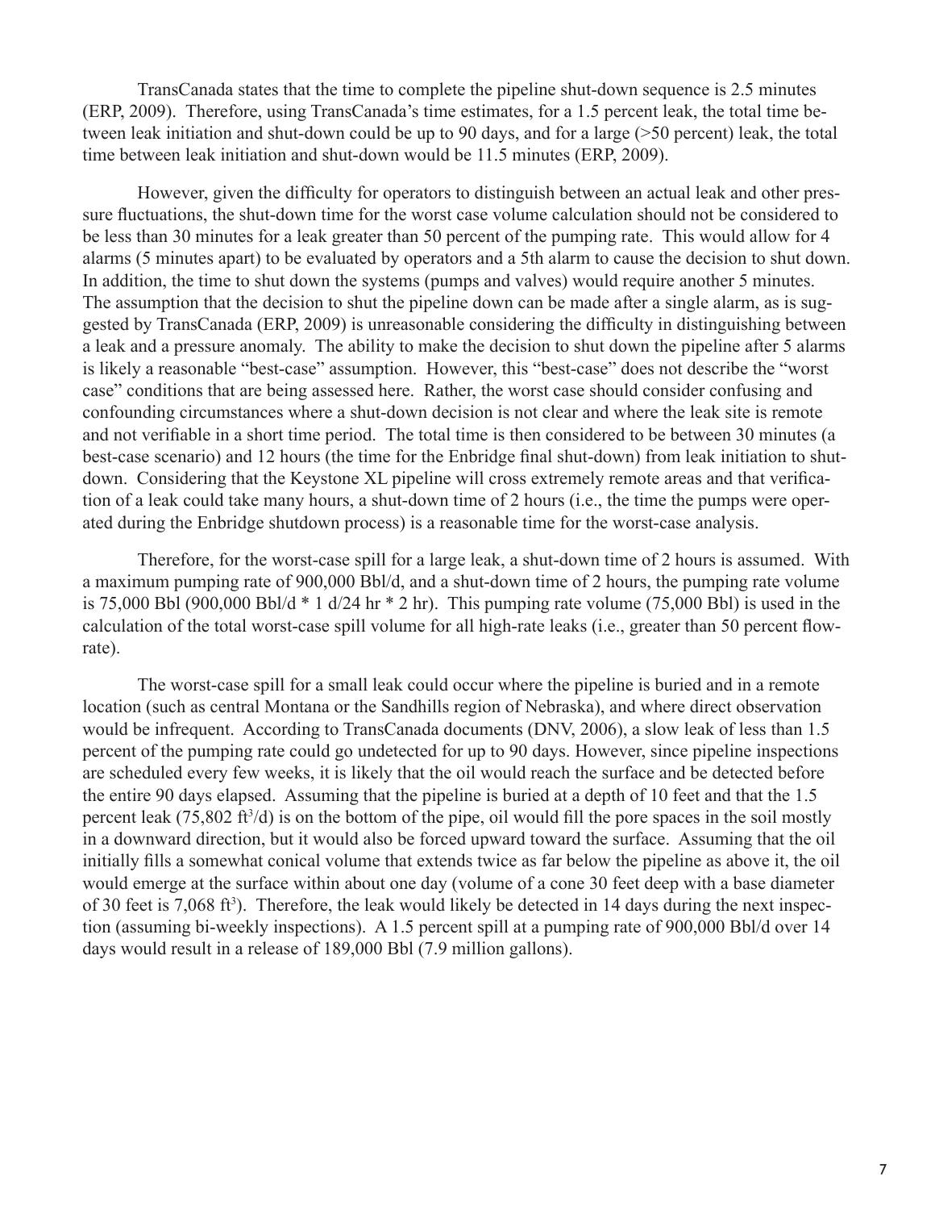TransCanada states that the time to complete the pipeline shut-down sequence is 2.5 minutes (ERP, 2009). Therefore, using TransCanada's time estimates, for a 1.5 percent leak, the total time between leak initiation and shut-down could be up to 90 days, and for a large (>50 percent) leak, the total time between leak initiation and shut-down would be 11.5 minutes (ERP, 2009).

However, given the difficulty for operators to distinguish between an actual leak and other pressure fluctuations, the shut-down time for the worst case volume calculation should not be considered to be less than 30 minutes for a leak greater than 50 percent of the pumping rate. This would allow for 4 alarms (5 minutes apart) to be evaluated by operators and a 5th alarm to cause the decision to shut down. In addition, the time to shut down the systems (pumps and valves) would require another 5 minutes. The assumption that the decision to shut the pipeline down can be made after a single alarm, as is suggested by TransCanada (ERP, 2009) is unreasonable considering the difficulty in distinguishing between a leak and a pressure anomaly. The ability to make the decision to shut down the pipeline after 5 alarms is likely a reasonable "best-case" assumption. However, this "best-case" does not describe the "worst case" conditions that are being assessed here. Rather, the worst case should consider confusing and confounding circumstances where a shut-down decision is not clear and where the leak site is remote and not verifiable in a short time period. The total time is then considered to be between 30 minutes (a best-case scenario) and 12 hours (the time for the Enbridge final shut-down) from leak initiation to shut-down. Considering that the Keystone XL pipeline will cross extremely remote areas and that verification of a leak could take many hours, a shut-down time of 2 hours (i.e., the time the pumps were operated during the Enbridge shutdown process) is a reasonable time for the worst-case analysis.

Therefore, for the worst-case spill for a large leak, a shut-down time of 2 hours is assumed. With a maximum pumping rate of 900,000 Bbl/d, and a shut-down time of 2 hours, the pumping rate volume is 75,000 Bbl (900,000 Bbl/d * 1 d/24 hr * 2 hr). This pumping rate volume (75,000 Bbl) is used in the calculation of the total worst-case spill volume for all high-rate leaks (i.e., greater than 50 percent flow-rate).

The worst-case spill for a small leak could occur where the pipeline is buried and in a remote location (such as central Montana or the Sandhills region of Nebraska), and where direct observation would be infrequent. According to TransCanada documents (DNV, 2006), a slow leak of less than 1.5 percent of the pumping rate could go undetected for up to 90 days. However, since pipeline inspections are scheduled every few weeks, it is likely that the oil would reach the surface and be detected before the entire 90 days elapsed. Assuming that the pipeline is buried at a depth of 10 feet and that the 1.5 percent leak (75,802 $ft^3/d$) is on the bottom of the pipe, oil would fill the pore spaces in the soil mostly in a downward direction, but it would also be forced upward toward the surface. Assuming that the oil initially fills a somewhat conical volume that extends twice as far below the pipeline as above it, the oil would emerge at the surface within about one day (volume of a cone 30 feet deep with a base diameter of 30 feet is 7,068 $ft^3$). Therefore, the leak would likely be detected in 14 days during the next inspection (assuming bi-weekly inspections). A 1.5 percent spill at a pumping rate of 900,000 Bbl/d over 14 days would result in a release of 189,000 Bbl (7.9 million gallons).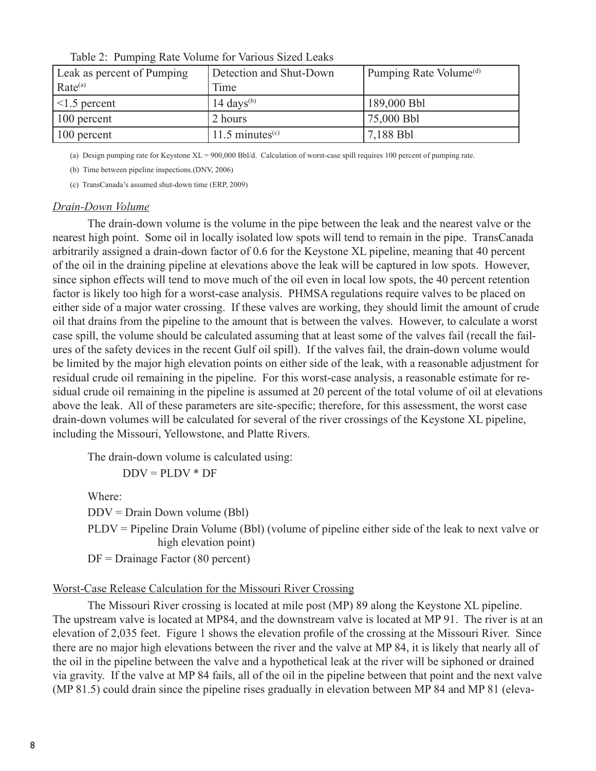Table 2: Pumping Rate Volume for Various Sized Leaks

| Leak as percent of Pumping Rate[(a)] | Detection and Shut-Down Time | Pumping Rate Volume[(d)] |
|---|---|---|
| <1.5 percent | 14 days[(b)] | 189,000 Bbl |
| 100 percent | 2 hours | 75,000 Bbl |
| 100 percent | 11.5 minutes[(c)] | 7,188 Bbl |

(a) Design pumping rate for Keystone XL = 900,000 Bbl/d. Calculation of worst-case spill requires 100 percent of pumping rate.

(b) Time between pipeline inspections.(DNV, 2006)

(c) TransCanada's assumed shut-down time (ERP, 2009)

### *Drain-Down Volume*

The drain-down volume is the volume in the pipe between the leak and the nearest valve or the nearest high point. Some oil in locally isolated low spots will tend to remain in the pipe. TransCanada arbitrarily assigned a drain-down factor of 0.6 for the Keystone XL pipeline, meaning that 40 percent of the oil in the draining pipeline at elevations above the leak will be captured in low spots. However, since siphon effects will tend to move much of the oil even in local low spots, the 40 percent retention factor is likely too high for a worst-case analysis. PHMSA regulations require valves to be placed on either side of a major water crossing. If these valves are working, they should limit the amount of crude oil that drains from the pipeline to the amount that is between the valves. However, to calculate a worst case spill, the volume should be calculated assuming that at least some of the valves fail (recall the failures of the safety devices in the recent Gulf oil spill). If the valves fail, the drain-down volume would be limited by the major high elevation points on either side of the leak, with a reasonable adjustment for residual crude oil remaining in the pipeline. For this worst-case analysis, a reasonable estimate for residual crude oil remaining in the pipeline is assumed at 20 percent of the total volume of oil at elevations above the leak. All of these parameters are site-specific; therefore, for this assessment, the worst case drain-down volumes will be calculated for several of the river crossings of the Keystone XL pipeline, including the Missouri, Yellowstone, and Platte Rivers.

The drain-down volume is calculated using:

$$DDV = PLDV * DF$$

Where:

DDV = Drain Down volume (Bbl)

PLDV = Pipeline Drain Volume (Bbl) (volume of pipeline either side of the leak to next valve or high elevation point)

DF = Drainage Factor (80 percent)

### Worst-Case Release Calculation for the Missouri River Crossing

The Missouri River crossing is located at mile post (MP) 89 along the Keystone XL pipeline. The upstream valve is located at MP84, and the downstream valve is located at MP 91. The river is at an elevation of 2,035 feet. Figure 1 shows the elevation profile of the crossing at the Missouri River. Since there are no major high elevations between the river and the valve at MP 84, it is likely that nearly all of the oil in the pipeline between the valve and a hypothetical leak at the river will be siphoned or drained via gravity. If the valve at MP 84 fails, all of the oil in the pipeline between that point and the next valve (MP 81.5) could drain since the pipeline rises gradually in elevation between MP 84 and MP 81 (eleva-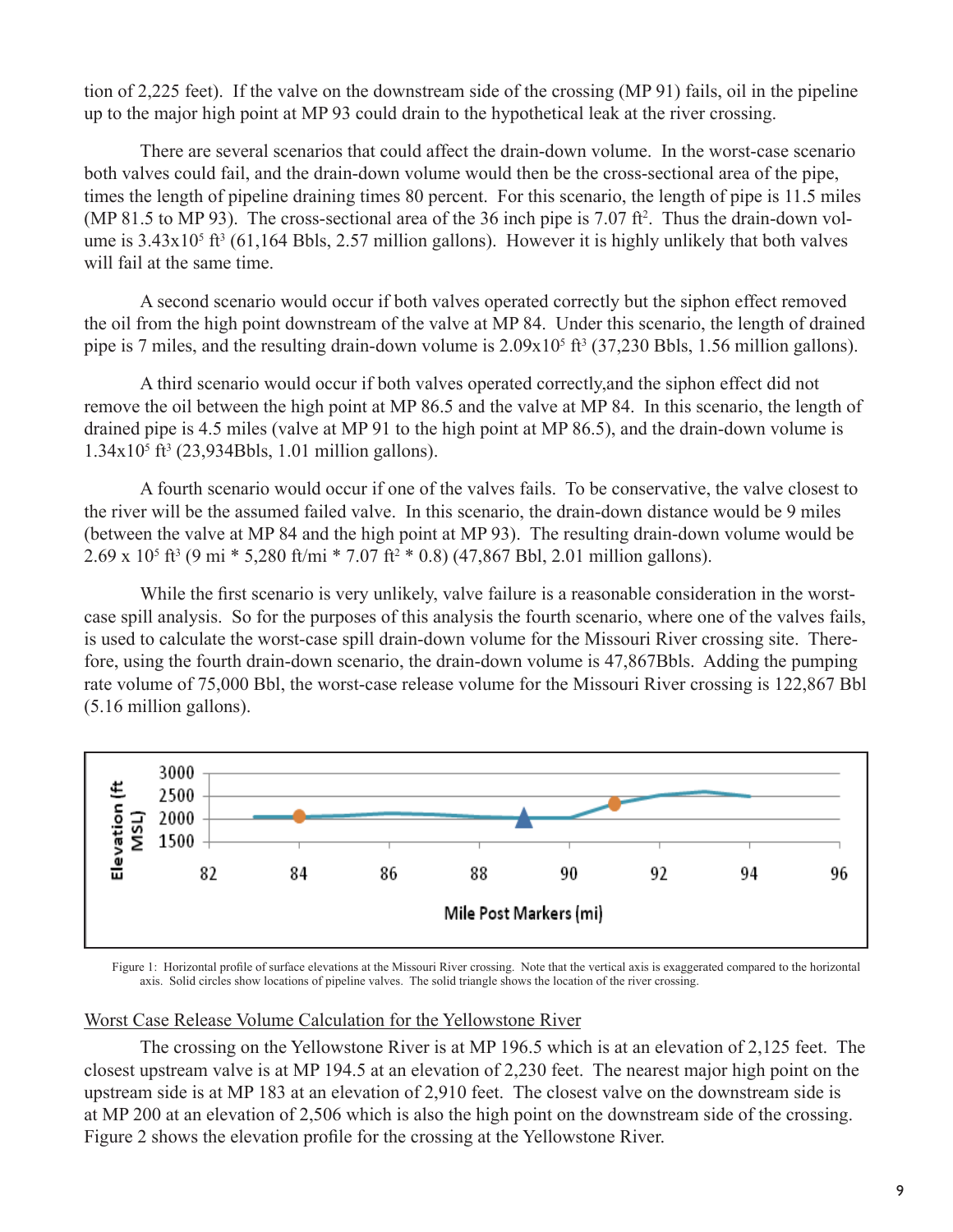tion of 2,225 feet). If the valve on the downstream side of the crossing (MP 91) fails, oil in the pipeline up to the major high point at MP 93 could drain to the hypothetical leak at the river crossing.

There are several scenarios that could affect the drain-down volume. In the worst-case scenario both valves could fail, and the drain-down volume would then be the cross-sectional area of the pipe, times the length of pipeline draining times 80 percent. For this scenario, the length of pipe is 11.5 miles (MP 81.5 to MP 93). The cross-sectional area of the 36 inch pipe is 7.07 $ft^2$. Thus the drain-down volume is $3.43 \times 10^5$ $ft^3$ (61,164 Bbls, 2.57 million gallons). However it is highly unlikely that both valves will fail at the same time.

A second scenario would occur if both valves operated correctly but the siphon effect removed the oil from the high point downstream of the valve at MP 84. Under this scenario, the length of drained pipe is 7 miles, and the resulting drain-down volume is $2.09 \times 10^5$ $ft^3$ (37,230 Bbls, 1.56 million gallons).

A third scenario would occur if both valves operated correctly,and the siphon effect did not remove the oil between the high point at MP 86.5 and the valve at MP 84. In this scenario, the length of drained pipe is 4.5 miles (valve at MP 91 to the high point at MP 86.5), and the drain-down volume is $1.34 \times 10^5$ $ft^3$ (23,934Bbls, 1.01 million gallons).

A fourth scenario would occur if one of the valves fails. To be conservative, the valve closest to the river will be the assumed failed valve. In this scenario, the drain-down distance would be 9 miles (between the valve at MP 84 and the high point at MP 93). The resulting drain-down volume would be $2.69 \times 10^5$ $ft^3$ (9 mi * 5,280 ft/mi * 7.07 $ft^2$ * 0.8) (47,867 Bbl, 2.01 million gallons).

While the first scenario is very unlikely, valve failure is a reasonable consideration in the worst-case spill analysis. So for the purposes of this analysis the fourth scenario, where one of the valves fails, is used to calculate the worst-case spill drain-down volume for the Missouri River crossing site. Therefore, using the fourth drain-down scenario, the drain-down volume is 47,867Bbls. Adding the pumping rate volume of 75,000 Bbl, the worst-case release volume for the Missouri River crossing is 122,867 Bbl (5.16 million gallons).

Figure 1: Horizontal profile of surface elevations at the Missouri River crossing. Note that the vertical axis is exaggerated compared to the horizontal axis. Solid circles show locations of pipeline valves. The solid triangle shows the location of the river crossing.

## Worst Case Release Volume Calculation for the Yellowstone River

The crossing on the Yellowstone River is at MP 196.5 which is at an elevation of 2,125 feet. The closest upstream valve is at MP 194.5 at an elevation of 2,230 feet. The nearest major high point on the upstream side is at MP 183 at an elevation of 2,910 feet. The closest valve on the downstream side is at MP 200 at an elevation of 2,506 which is also the high point on the downstream side of the crossing. Figure 2 shows the elevation profile for the crossing at the Yellowstone River.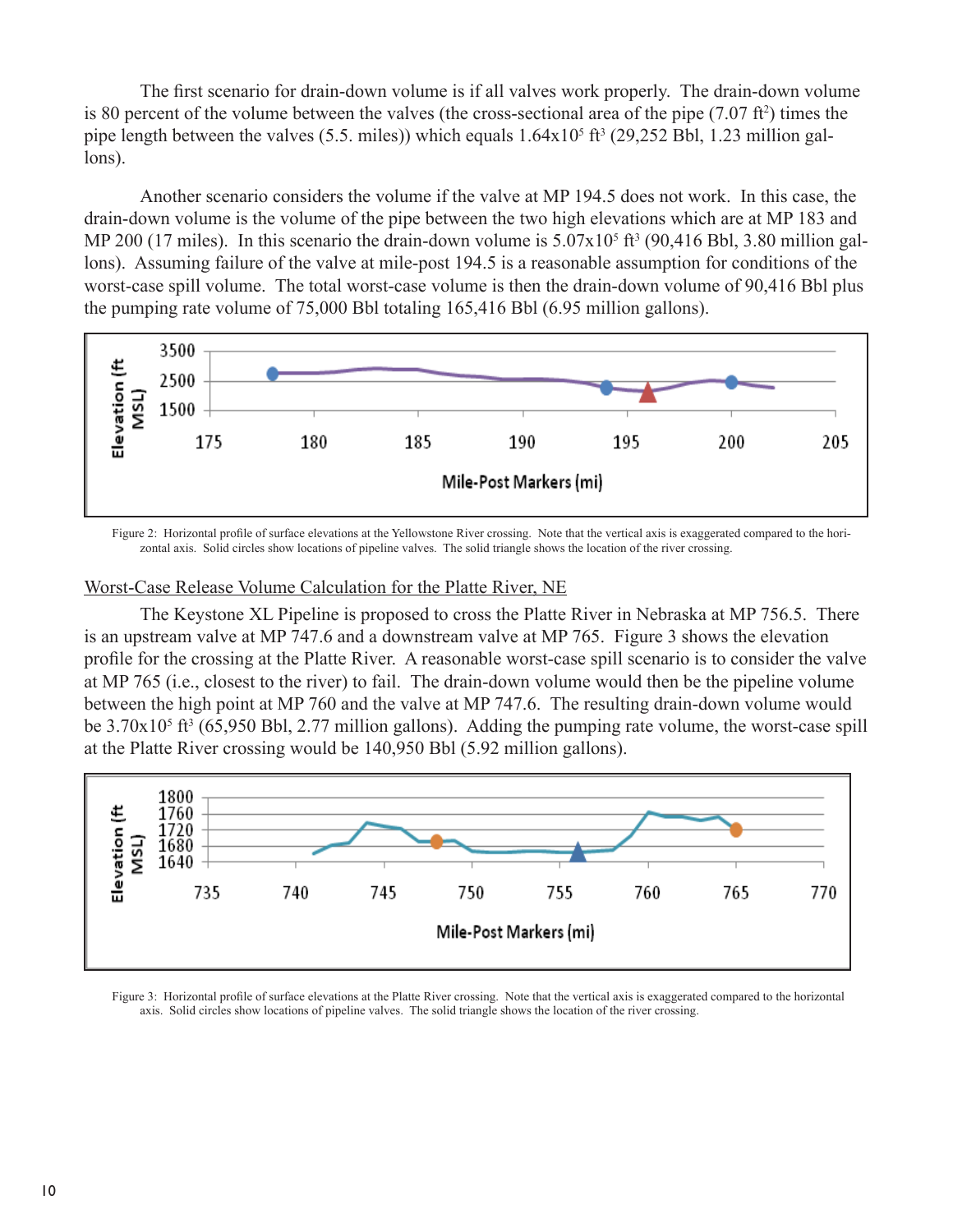The first scenario for drain-down volume is if all valves work properly. The drain-down volume is 80 percent of the volume between the valves (the cross-sectional area of the pipe (7.07 $ft^2$) times the pipe length between the valves (5.5. miles)) which equals $1.64 \times 10^5$ $ft^3$ (29,252 Bbl, 1.23 million gallons).

Another scenario considers the volume if the valve at MP 194.5 does not work. In this case, the drain-down volume is the volume of the pipe between the two high elevations which are at MP 183 and MP 200 (17 miles). In this scenario the drain-down volume is $5.07 \times 10^5$ $ft^3$ (90,416 Bbl, 3.80 million gallons). Assuming failure of the valve at mile-post 194.5 is a reasonable assumption for conditions of the worst-case spill volume. The total worst-case volume is then the drain-down volume of 90,416 Bbl plus the pumping rate volume of 75,000 Bbl totaling 165,416 Bbl (6.95 million gallons).

Figure 2: Horizontal profile of surface elevations at the Yellowstone River crossing. Note that the vertical axis is exaggerated compared to the horizontal axis. Solid circles show locations of pipeline valves. The solid triangle shows the location of the river crossing.

## Worst-Case Release Volume Calculation for the Platte River, NE

The Keystone XL Pipeline is proposed to cross the Platte River in Nebraska at MP 756.5. There is an upstream valve at MP 747.6 and a downstream valve at MP 765. Figure 3 shows the elevation profile for the crossing at the Platte River. A reasonable worst-case spill scenario is to consider the valve at MP 765 (i.e., closest to the river) to fail. The drain-down volume would then be the pipeline volume between the high point at MP 760 and the valve at MP 747.6. The resulting drain-down volume would be $3.70 \times 10^5$ $ft^3$ (65,950 Bbl, 2.77 million gallons). Adding the pumping rate volume, the worst-case spill at the Platte River crossing would be 140,950 Bbl (5.92 million gallons).

Figure 3: Horizontal profile of surface elevations at the Platte River crossing. Note that the vertical axis is exaggerated compared to the horizontal axis. Solid circles show locations of pipeline valves. The solid triangle shows the location of the river crossing.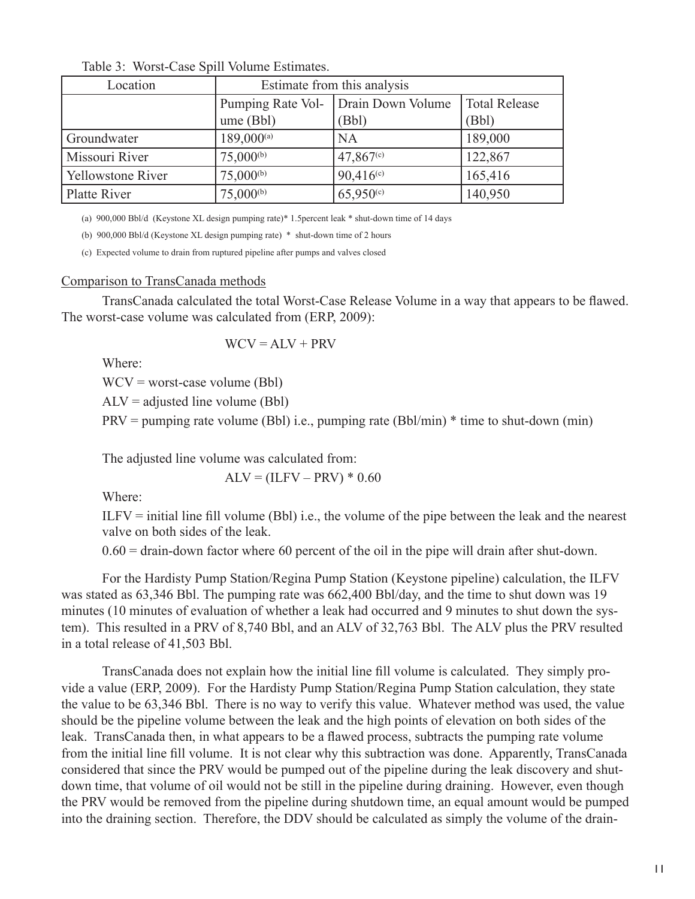Table 3: Worst-Case Spill Volume Estimates.

| Location | Estimate from this analysis | | |
|---|---|---|---|
| | Pumping Rate Volume (Bbl) | Drain Down Volume (Bbl) | Total Release (Bbl) |
| Groundwater | 189,000[(a)] | NA | 189,000 |
| Missouri River | 75,000[(b)] | 47,867[(c)] | 122,867 |
| Yellowstone River | 75,000[(b)] | 90,416[(c)] | 165,416 |
| Platte River | 75,000[(b)] | 65,950[(c)] | 140,950 |

(a) 900,000 Bbl/d (Keystone XL design pumping rate)* 1.5percent leak * shut-down time of 14 days

(b) 900,000 Bbl/d (Keystone XL design pumping rate) * shut-down time of 2 hours

(c) Expected volume to drain from ruptured pipeline after pumps and valves closed

## Comparison to TransCanada methods

TransCanada calculated the total Worst-Case Release Volume in a way that appears to be flawed. The worst-case volume was calculated from (ERP, 2009):

$$WCV = ALV + PRV$$

Where:

WCV = worst-case volume (Bbl)

ALV = adjusted line volume (Bbl)

PRV = pumping rate volume (Bbl) i.e., pumping rate (Bbl/min) * time to shut-down (min)

The adjusted line volume was calculated from:

$$ALV = (ILFV - PRV) * 0.60$$

Where:

ILFV = initial line fill volume (Bbl) i.e., the volume of the pipe between the leak and the nearest valve on both sides of the leak.

0.60 = drain-down factor where 60 percent of the oil in the pipe will drain after shut-down.

For the Hardisty Pump Station/Regina Pump Station (Keystone pipeline) calculation, the ILFV was stated as 63,346 Bbl. The pumping rate was 662,400 Bbl/day, and the time to shut down was 19 minutes (10 minutes of evaluation of whether a leak had occurred and 9 minutes to shut down the system). This resulted in a PRV of 8,740 Bbl, and an ALV of 32,763 Bbl. The ALV plus the PRV resulted in a total release of 41,503 Bbl.

TransCanada does not explain how the initial line fill volume is calculated. They simply provide a value (ERP, 2009). For the Hardisty Pump Station/Regina Pump Station calculation, they state the value to be 63,346 Bbl. There is no way to verify this value. Whatever method was used, the value should be the pipeline volume between the leak and the high points of elevation on both sides of the leak. TransCanada then, in what appears to be a flawed process, subtracts the pumping rate volume from the initial line fill volume. It is not clear why this subtraction was done. Apparently, TransCanada considered that since the PRV would be pumped out of the pipeline during the leak discovery and shutdown time, that volume of oil would not be still in the pipeline during draining. However, even though the PRV would be removed from the pipeline during shutdown time, an equal amount would be pumped into the draining section. Therefore, the DDV should be calculated as simply the volume of the drain-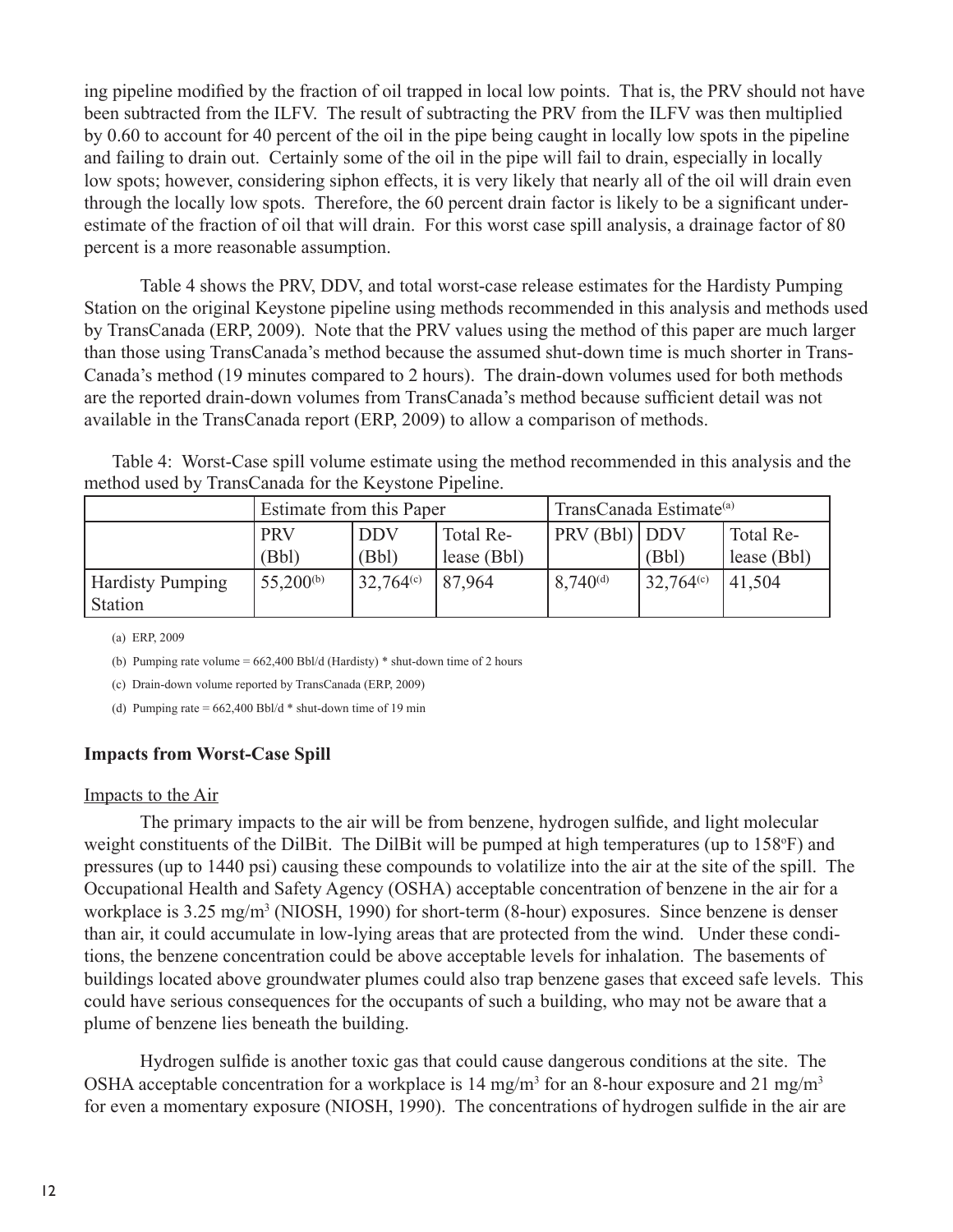ing pipeline modified by the fraction of oil trapped in local low points. That is, the PRV should not have been subtracted from the ILFV. The result of subtracting the PRV from the ILFV was then multiplied by 0.60 to account for 40 percent of the oil in the pipe being caught in locally low spots in the pipeline and failing to drain out. Certainly some of the oil in the pipe will fail to drain, especially in locally low spots; however, considering siphon effects, it is very likely that nearly all of the oil will drain even through the locally low spots. Therefore, the 60 percent drain factor is likely to be a significant underestimate of the fraction of oil that will drain. For this worst case spill analysis, a drainage factor of 80 percent is a more reasonable assumption.

Table 4 shows the PRV, DDV, and total worst-case release estimates for the Hardisty Pumping Station on the original Keystone pipeline using methods recommended in this analysis and methods used by TransCanada (ERP, 2009). Note that the PRV values using the method of this paper are much larger than those using TransCanada's method because the assumed shut-down time is much shorter in TransCanada's method (19 minutes compared to 2 hours). The drain-down volumes used for both methods are the reported drain-down volumes from TransCanada's method because sufficient detail was not available in the TransCanada report (ERP, 2009) to allow a comparison of methods.

Table 4: Worst-Case spill volume estimate using the method recommended in this analysis and the method used by TransCanada for the Keystone Pipeline.

| | Estimate from this Paper | | | TransCanada Estimate[(a)] | | |
|---|---|---|---|---|---|---|
| | PRV (Bbl) | DDV (Bbl) | Total Release (Bbl) | PRV (Bbl) | DDV (Bbl) | Total Release (Bbl) |
| Hardisty Pumping Station | 55,200[(b)] | 32,764[(c)] | 87,964 | 8,740[(d)] | 32,764[(c)] | 41,504 |

(a) ERP, 2009

(b) Pumping rate volume = 662,400 Bbl/d (Hardisty) * shut-down time of 2 hours

(c) Drain-down volume reported by TransCanada (ERP, 2009)

(d) Pumping rate = 662,400 Bbl/d * shut-down time of 19 min

### Impacts from Worst-Case Spill

Impacts to the Air

The primary impacts to the air will be from benzene, hydrogen sulfide, and light molecular weight constituents of the DilBit. The DilBit will be pumped at high temperatures (up to 158°F) and pressures (up to 1440 psi) causing these compounds to volatilize into the air at the site of the spill. The Occupational Health and Safety Agency (OSHA) acceptable concentration of benzene in the air for a workplace is 3.25 mg/m$^3$ (NIOSH, 1990) for short-term (8-hour) exposures. Since benzene is denser than air, it could accumulate in low-lying areas that are protected from the wind. Under these conditions, the benzene concentration could be above acceptable levels for inhalation. The basements of buildings located above groundwater plumes could also trap benzene gases that exceed safe levels. This could have serious consequences for the occupants of such a building, who may not be aware that a plume of benzene lies beneath the building.

Hydrogen sulfide is another toxic gas that could cause dangerous conditions at the site. The OSHA acceptable concentration for a workplace is 14 mg/m$^3$ for an 8-hour exposure and 21 mg/m$^3$ for even a momentary exposure (NIOSH, 1990). The concentrations of hydrogen sulfide in the air are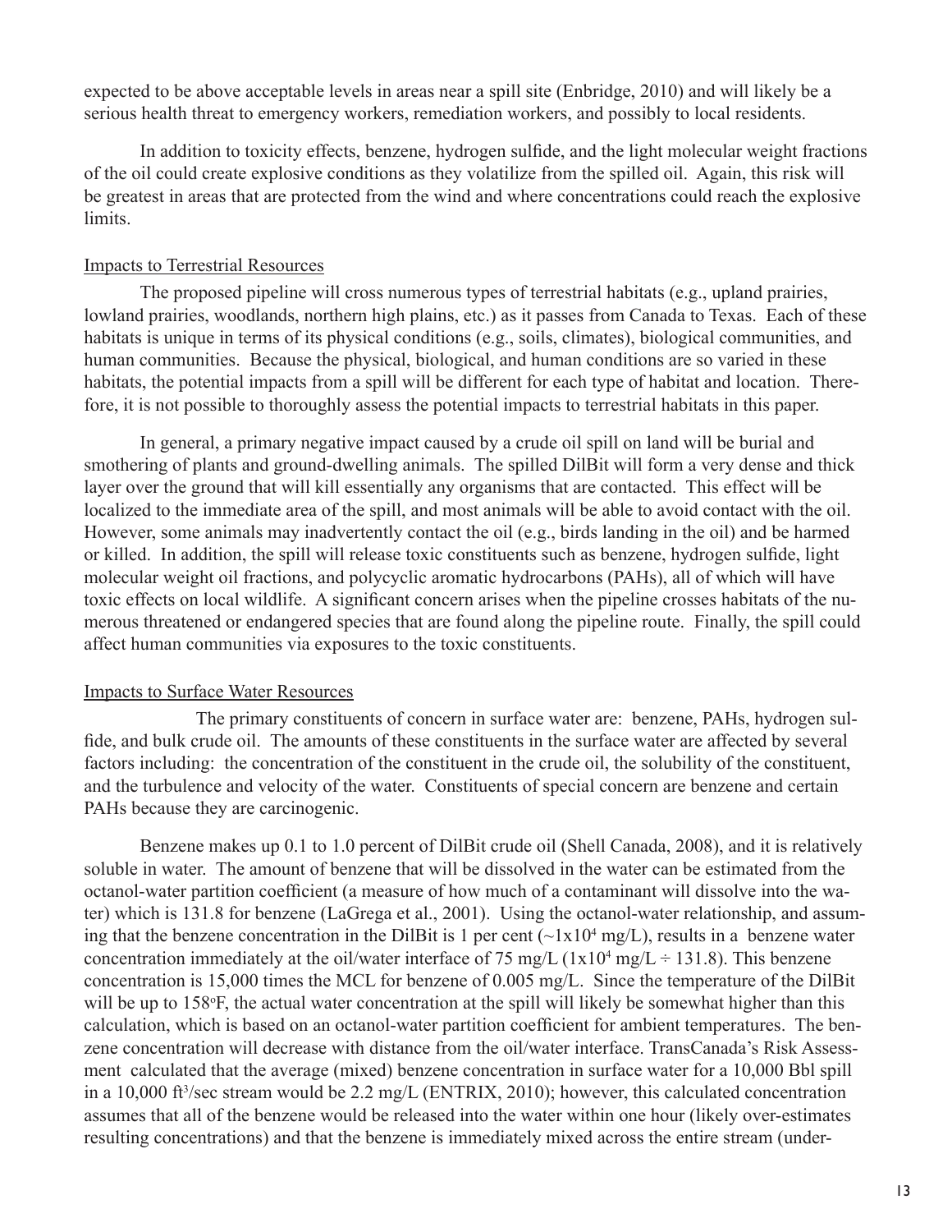expected to be above acceptable levels in areas near a spill site (Enbridge, 2010) and will likely be a serious health threat to emergency workers, remediation workers, and possibly to local residents.

In addition to toxicity effects, benzene, hydrogen sulfide, and the light molecular weight fractions of the oil could create explosive conditions as they volatilize from the spilled oil. Again, this risk will be greatest in areas that are protected from the wind and where concentrations could reach the explosive limits.

## Impacts to Terrestrial Resources

The proposed pipeline will cross numerous types of terrestrial habitats (e.g., upland prairies, lowland prairies, woodlands, northern high plains, etc.) as it passes from Canada to Texas. Each of these habitats is unique in terms of its physical conditions (e.g., soils, climates), biological communities, and human communities. Because the physical, biological, and human conditions are so varied in these habitats, the potential impacts from a spill will be different for each type of habitat and location. Therefore, it is not possible to thoroughly assess the potential impacts to terrestrial habitats in this paper.

In general, a primary negative impact caused by a crude oil spill on land will be burial and smothering of plants and ground-dwelling animals. The spilled DilBit will form a very dense and thick layer over the ground that will kill essentially any organisms that are contacted. This effect will be localized to the immediate area of the spill, and most animals will be able to avoid contact with the oil. However, some animals may inadvertently contact the oil (e.g., birds landing in the oil) and be harmed or killed. In addition, the spill will release toxic constituents such as benzene, hydrogen sulfide, light molecular weight oil fractions, and polycyclic aromatic hydrocarbons (PAHs), all of which will have toxic effects on local wildlife. A significant concern arises when the pipeline crosses habitats of the numerous threatened or endangered species that are found along the pipeline route. Finally, the spill could affect human communities via exposures to the toxic constituents.

## Impacts to Surface Water Resources

The primary constituents of concern in surface water are: benzene, PAHs, hydrogen sulfide, and bulk crude oil. The amounts of these constituents in the surface water are affected by several factors including: the concentration of the constituent in the crude oil, the solubility of the constituent, and the turbulence and velocity of the water. Constituents of special concern are benzene and certain PAHs because they are carcinogenic.

Benzene makes up 0.1 to 1.0 percent of DilBit crude oil (Shell Canada, 2008), and it is relatively soluble in water. The amount of benzene that will be dissolved in the water can be estimated from the octanol-water partition coefficient (a measure of how much of a contaminant will dissolve into the water) which is 131.8 for benzene (LaGrega et al., 2001). Using the octanol-water relationship, and assuming that the benzene concentration in the DilBit is 1 per cent ($\sim 1\text{x}10^4$ mg/L), results in a benzene water concentration immediately at the oil/water interface of 75 mg/L ($1\text{x}10^4$ mg/L $\div$ 131.8). This benzene concentration is 15,000 times the MCL for benzene of 0.005 mg/L. Since the temperature of the DilBit will be up to 158°F, the actual water concentration at the spill will likely be somewhat higher than this calculation, which is based on an octanol-water partition coefficient for ambient temperatures. The benzene concentration will decrease with distance from the oil/water interface. TransCanada's Risk Assessment calculated that the average (mixed) benzene concentration in surface water for a 10,000 Bbl spill in a 10,000 $ft^3$/sec stream would be 2.2 mg/L (ENTRIX, 2010); however, this calculated concentration assumes that all of the benzene would be released into the water within one hour (likely over-estimates resulting concentrations) and that the benzene is immediately mixed across the entire stream (under-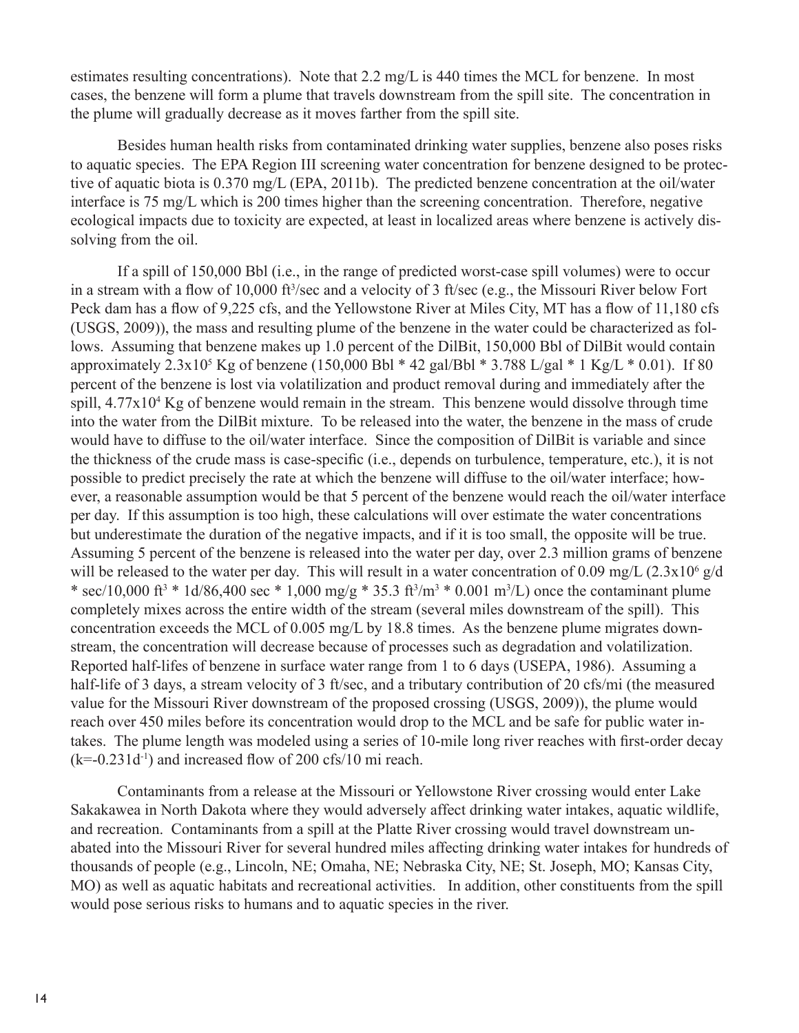estimates resulting concentrations). Note that 2.2 mg/L is 440 times the MCL for benzene. In most cases, the benzene will form a plume that travels downstream from the spill site. The concentration in the plume will gradually decrease as it moves farther from the spill site.

Besides human health risks from contaminated drinking water supplies, benzene also poses risks to aquatic species. The EPA Region III screening water concentration for benzene designed to be protective of aquatic biota is 0.370 mg/L (EPA, 2011b). The predicted benzene concentration at the oil/water interface is 75 mg/L which is 200 times higher than the screening concentration. Therefore, negative ecological impacts due to toxicity are expected, at least in localized areas where benzene is actively dissolving from the oil.

If a spill of 150,000 Bbl (i.e., in the range of predicted worst-case spill volumes) were to occur in a stream with a flow of 10,000 $ft^3$/sec and a velocity of 3 ft/sec (e.g., the Missouri River below Fort Peck dam has a flow of 9,225 cfs, and the Yellowstone River at Miles City, MT has a flow of 11,180 cfs (USGS, 2009)), the mass and resulting plume of the benzene in the water could be characterized as follows. Assuming that benzene makes up 1.0 percent of the DilBit, 150,000 Bbl of DilBit would contain approximately $2.3 \times 10^5$ Kg of benzene (150,000 Bbl * 42 gal/Bbl * 3.788 L/gal * 1 Kg/L * 0.01). If 80 percent of the benzene is lost via volatilization and product removal during and immediately after the spill, $4.77 \times 10^4$ Kg of benzene would remain in the stream. This benzene would dissolve through time into the water from the DilBit mixture. To be released into the water, the benzene in the mass of crude would have to diffuse to the oil/water interface. Since the composition of DilBit is variable and since the thickness of the crude mass is case-specific (i.e., depends on turbulence, temperature, etc.), it is not possible to predict precisely the rate at which the benzene will diffuse to the oil/water interface; however, a reasonable assumption would be that 5 percent of the benzene would reach the oil/water interface per day. If this assumption is too high, these calculations will over estimate the water concentrations but underestimate the duration of the negative impacts, and if it is too small, the opposite will be true. Assuming 5 percent of the benzene is released into the water per day, over 2.3 million grams of benzene will be released to the water per day. This will result in a water concentration of 0.09 mg/L ($2.3 \times 10^6$ g/d * sec/10,000 $ft^3$ * 1d/86,400 sec * 1,000 mg/g * 35.3 $ft^3/m^3$ * 0.001 $m^3$/L) once the contaminant plume completely mixes across the entire width of the stream (several miles downstream of the spill). This concentration exceeds the MCL of 0.005 mg/L by 18.8 times. As the benzene plume migrates downstream, the concentration will decrease because of processes such as degradation and volatilization. Reported half-lifes of benzene in surface water range from 1 to 6 days (USEPA, 1986). Assuming a half-life of 3 days, a stream velocity of 3 ft/sec, and a tributary contribution of 20 cfs/mi (the measured value for the Missouri River downstream of the proposed crossing (USGS, 2009)), the plume would reach over 450 miles before its concentration would drop to the MCL and be safe for public water intakes. The plume length was modeled using a series of 10-mile long river reaches with first-order decay ($k=-0.231d^{-1}$) and increased flow of 200 cfs/10 mi reach.

Contaminants from a release at the Missouri or Yellowstone River crossing would enter Lake Sakakawea in North Dakota where they would adversely affect drinking water intakes, aquatic wildlife, and recreation. Contaminants from a spill at the Platte River crossing would travel downstream unabated into the Missouri River for several hundred miles affecting drinking water intakes for hundreds of thousands of people (e.g., Lincoln, NE; Omaha, NE; Nebraska City, NE; St. Joseph, MO; Kansas City, MO) as well as aquatic habitats and recreational activities. In addition, other constituents from the spill would pose serious risks to humans and to aquatic species in the river.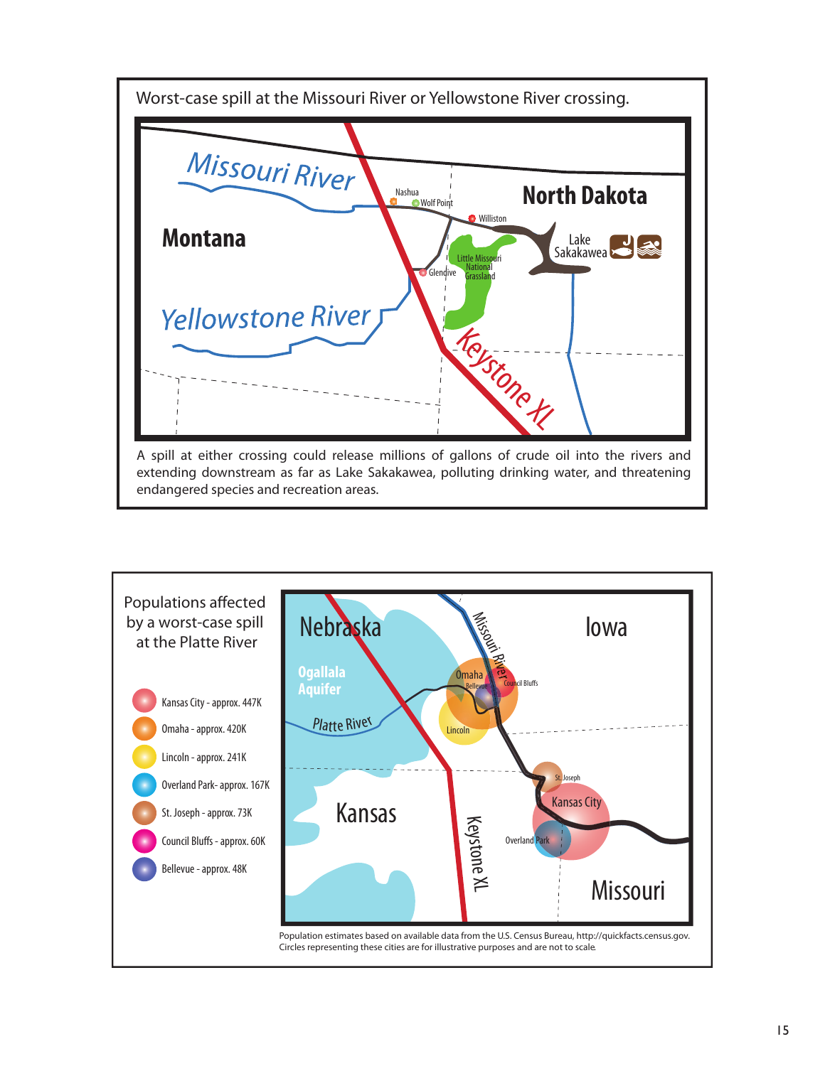Worst-case spill at the Missouri River or Yellowstone River crossing.

A spill at either crossing could release millions of gallons of crude oil into the rivers and extending downstream as far as Lake Sakakawea, polluting drinking water, and threatening endangered species and recreation areas.

Populations affected by a worst-case spill at the Platte River

- Kansas City - approx. 447K
- Omaha - approx. 420K
- Lincoln - approx. 241K
- Overland Park- approx. 167K
- St. Joseph - approx. 73K
- Council Bluffs - approx. 60K
- Bellevue - approx. 48K

Population estimates based on available data from the U.S. Census Bureau, http://quickfacts.census.gov. Circles representing these cities are for illustrative purposes and are not to scale.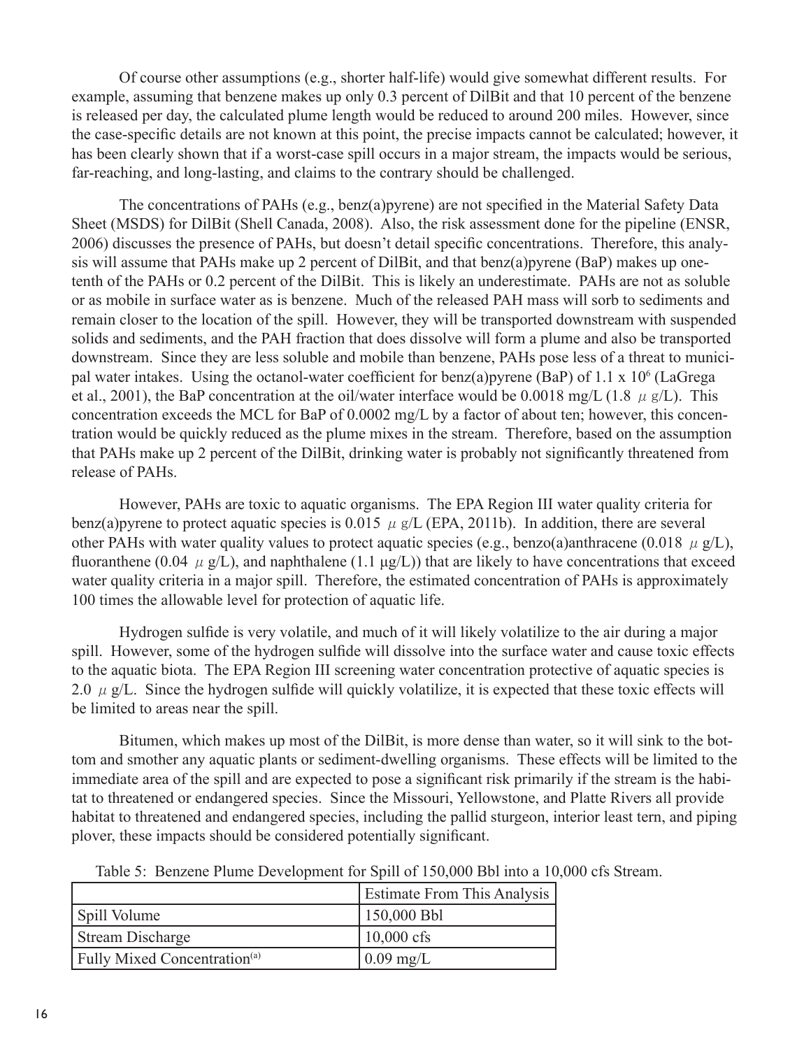Of course other assumptions (e.g., shorter half-life) would give somewhat different results. For example, assuming that benzene makes up only 0.3 percent of DilBit and that 10 percent of the benzene is released per day, the calculated plume length would be reduced to around 200 miles. However, since the case-specific details are not known at this point, the precise impacts cannot be calculated; however, it has been clearly shown that if a worst-case spill occurs in a major stream, the impacts would be serious, far-reaching, and long-lasting, and claims to the contrary should be challenged.

The concentrations of PAHs (e.g., benz(a)pyrene) are not specified in the Material Safety Data Sheet (MSDS) for DilBit (Shell Canada, 2008). Also, the risk assessment done for the pipeline (ENSR, 2006) discusses the presence of PAHs, but doesn't detail specific concentrations. Therefore, this analysis will assume that PAHs make up 2 percent of DilBit, and that benz(a)pyrene (BaP) makes up one-tenth of the PAHs or 0.2 percent of the DilBit. This is likely an underestimate. PAHs are not as soluble or as mobile in surface water as is benzene. Much of the released PAH mass will sorb to sediments and remain closer to the location of the spill. However, they will be transported downstream with suspended solids and sediments, and the PAH fraction that does dissolve will form a plume and also be transported downstream. Since they are less soluble and mobile than benzene, PAHs pose less of a threat to municipal water intakes. Using the octanol-water coefficient for benz(a)pyrene (BaP) of $1.1 \times 10^6$ (LaGrega et al., 2001), the BaP concentration at the oil/water interface would be 0.0018 mg/L (1.8 $\mu$g/L). This concentration exceeds the MCL for BaP of 0.0002 mg/L by a factor of about ten; however, this concentration would be quickly reduced as the plume mixes in the stream. Therefore, based on the assumption that PAHs make up 2 percent of the DilBit, drinking water is probably not significantly threatened from release of PAHs.

However, PAHs are toxic to aquatic organisms. The EPA Region III water quality criteria for benz(a)pyrene to protect aquatic species is 0.015 $\mu$g/L (EPA, 2011b). In addition, there are several other PAHs with water quality values to protect aquatic species (e.g., benzo(a)anthracene (0.018 $\mu$g/L), fluoranthene (0.04 $\mu$g/L), and naphthalene (1.1 μg/L)) that are likely to have concentrations that exceed water quality criteria in a major spill. Therefore, the estimated concentration of PAHs is approximately 100 times the allowable level for protection of aquatic life.

Hydrogen sulfide is very volatile, and much of it will likely volatilize to the air during a major spill. However, some of the hydrogen sulfide will dissolve into the surface water and cause toxic effects to the aquatic biota. The EPA Region III screening water concentration protective of aquatic species is 2.0 $\mu$g/L. Since the hydrogen sulfide will quickly volatilize, it is expected that these toxic effects will be limited to areas near the spill.

Bitumen, which makes up most of the DilBit, is more dense than water, so it will sink to the bottom and smother any aquatic plants or sediment-dwelling organisms. These effects will be limited to the immediate area of the spill and are expected to pose a significant risk primarily if the stream is the habitat to threatened or endangered species. Since the Missouri, Yellowstone, and Platte Rivers all provide habitat to threatened and endangered species, including the pallid sturgeon, interior least tern, and piping plover, these impacts should be considered potentially significant.

Table 5: Benzene Plume Development for Spill of 150,000 Bbl into a 10,000 cfs Stream.

| | Estimate From This Analysis |
|---|---|
| Spill Volume | 150,000 Bbl |
| Stream Discharge | 10,000 cfs |
| Fully Mixed Concentration[(a)] | 0.09 mg/L |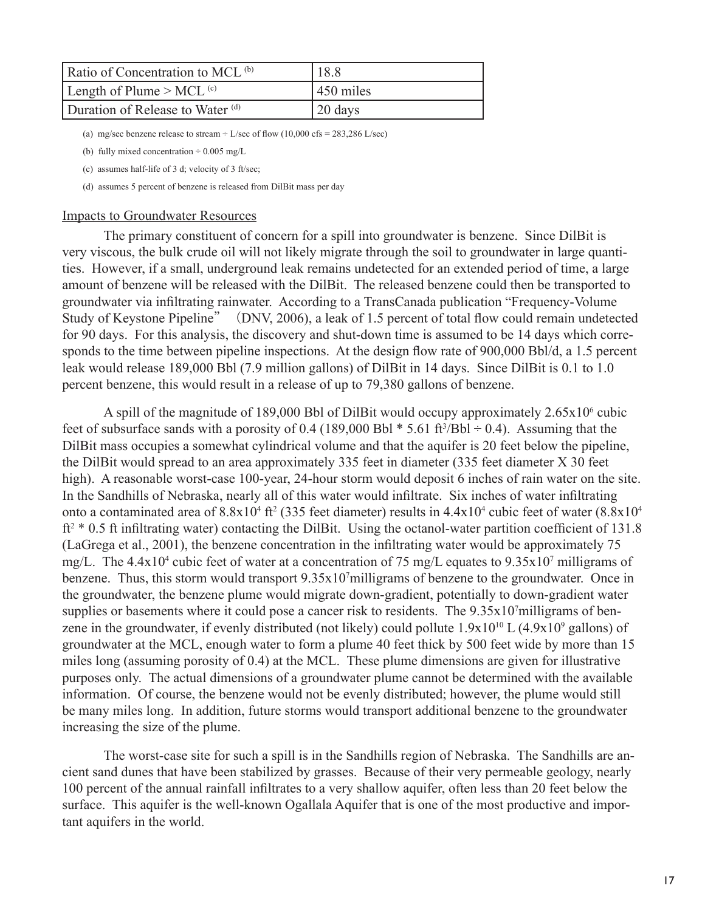| Ratio of Concentration to MCL [(b)] | 18.8 |
| --- | --- |
| Length of Plume > MCL [(c)] | 450 miles |
| Duration of Release to Water [(d)] | 20 days |

(a) mg/sec benzene release to stream ÷ L/sec of flow (10,000 cfs = 283,286 L/sec)

(b) fully mixed concentration ÷ 0.005 mg/L

(c) assumes half-life of 3 d; velocity of 3 ft/sec;

(d) assumes 5 percent of benzene is released from DilBit mass per day

## Impacts to Groundwater Resources

The primary constituent of concern for a spill into groundwater is benzene. Since DilBit is very viscous, the bulk crude oil will not likely migrate through the soil to groundwater in large quantities. However, if a small, underground leak remains undetected for an extended period of time, a large amount of benzene will be released with the DilBit. The released benzene could then be transported to groundwater via infiltrating rainwater. According to a TransCanada publication "Frequency-Volume Study of Keystone Pipeline" (DNV, 2006), a leak of 1.5 percent of total flow could remain undetected for 90 days. For this analysis, the discovery and shut-down time is assumed to be 14 days which corresponds to the time between pipeline inspections. At the design flow rate of 900,000 Bbl/d, a 1.5 percent leak would release 189,000 Bbl (7.9 million gallons) of DilBit in 14 days. Since DilBit is 0.1 to 1.0 percent benzene, this would result in a release of up to 79,380 gallons of benzene.

A spill of the magnitude of 189,000 Bbl of DilBit would occupy approximately $2.65 \times 10^6$ cubic feet of subsurface sands with a porosity of 0.4 (189,000 Bbl * 5.61 $ft^3$/Bbl ÷ 0.4). Assuming that the DilBit mass occupies a somewhat cylindrical volume and that the aquifer is 20 feet below the pipeline, the DilBit would spread to an area approximately 335 feet in diameter (335 feet diameter X 30 feet high). A reasonable worst-case 100-year, 24-hour storm would deposit 6 inches of rain water on the site. In the Sandhills of Nebraska, nearly all of this water would infiltrate. Six inches of water infiltrating onto a contaminated area of $8.8 \times 10^4$ $ft^2$ (335 feet diameter) results in $4.4 \times 10^4$ cubic feet of water ($8.8 \times 10^4$ $ft^2$ * 0.5 ft infiltrating water) contacting the DilBit. Using the octanol-water partition coefficient of 131.8 (LaGrega et al., 2001), the benzene concentration in the infiltrating water would be approximately 75 mg/L. The $4.4 \times 10^4$ cubic feet of water at a concentration of 75 mg/L equates to $9.35 \times 10^7$ milligrams of benzene. Thus, this storm would transport $9.35 \times 10^7$milligrams of benzene to the groundwater. Once in the groundwater, the benzene plume would migrate down-gradient, potentially to down-gradient water supplies or basements where it could pose a cancer risk to residents. The $9.35 \times 10^7$milligrams of benzene in the groundwater, if evenly distributed (not likely) could pollute $1.9 \times 10^{10}$ L ($4.9 \times 10^9$ gallons) of groundwater at the MCL, enough water to form a plume 40 feet thick by 500 feet wide by more than 15 miles long (assuming porosity of 0.4) at the MCL. These plume dimensions are given for illustrative purposes only. The actual dimensions of a groundwater plume cannot be determined with the available information. Of course, the benzene would not be evenly distributed; however, the plume would still be many miles long. In addition, future storms would transport additional benzene to the groundwater increasing the size of the plume.

The worst-case site for such a spill is in the Sandhills region of Nebraska. The Sandhills are ancient sand dunes that have been stabilized by grasses. Because of their very permeable geology, nearly 100 percent of the annual rainfall infiltrates to a very shallow aquifer, often less than 20 feet below the surface. This aquifer is the well-known Ogallala Aquifer that is one of the most productive and important aquifers in the world.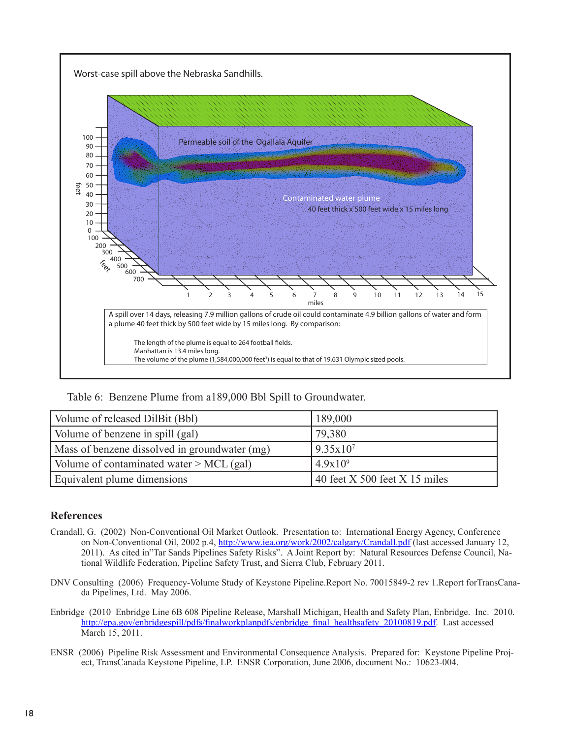Worst-case spill above the Nebraska Sandhills.

Permeable soil of the Ogallala Aquifer

Contaminated water plume

40 feet thick x 500 feet wide x 15 miles long

A spill over 14 days, releasing 7.9 million gallons of crude oil could contaminate 4.9 billion gallons of water and form a plume 40 feet thick by 500 feet wide by 15 miles long. By comparison:

The length of the plume is equal to 264 football fields.
Manhattan is 13.4 miles long.
The volume of the plume (1,584,000,000 feet$^3$) is equal to that of 19,631 Olympic sized pools.

Table 6: Benzene Plume from a189,000 Bbl Spill to Groundwater.

| | |
|---|---|
| Volume of released DilBit (Bbl) | 189,000 |
| Volume of benzene in spill (gal) | 79,380 |
| Mass of benzene dissolved in groundwater (mg) | $9.35 \times 10^{7}$ |
| Volume of contaminated water > MCL (gal) | $4.9 \times 10^{9}$ |
| Equivalent plume dimensions | 40 feet X 500 feet X 15 miles |

## References

Crandall, G. (2002) Non-Conventional Oil Market Outlook. Presentation to: International Energy Agency, Conference on Non-Conventional Oil, 2002 p.4, http://www.iea.org/work/2002/calgary/Crandall.pdf (last accessed January 12, 2011). As cited in"Tar Sands Pipelines Safety Risks". A Joint Report by: Natural Resources Defense Council, National Wildlife Federation, Pipeline Safety Trust, and Sierra Club, February 2011.

DNV Consulting (2006) Frequency-Volume Study of Keystone Pipeline.Report No. 70015849-2 rev 1.Report forTransCanada Pipelines, Ltd. May 2006.

Enbridge (2010 Enbridge Line 6B 608 Pipeline Release, Marshall Michigan, Health and Safety Plan, Enbridge. Inc. 2010. http://epa.gov/enbridgespill/pdfs/finalworkplanpdfs/enbridge_final_healthsafety_20100819.pdf. Last accessed March 15, 2011.

ENSR (2006) Pipeline Risk Assessment and Environmental Consequence Analysis. Prepared for: Keystone Pipeline Project, TransCanada Keystone Pipeline, LP. ENSR Corporation, June 2006, document No.: 10623-004.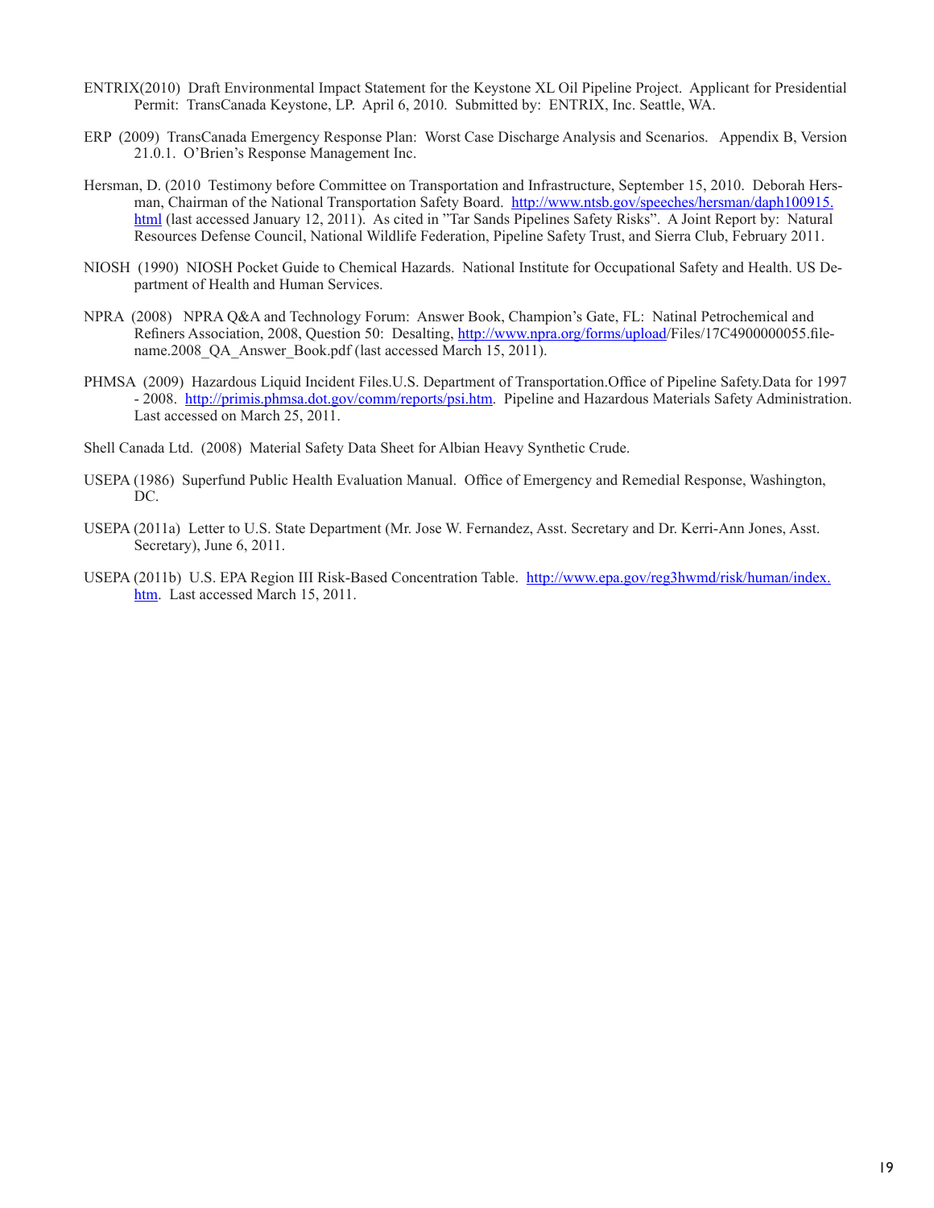ENTRIX(2010) Draft Environmental Impact Statement for the Keystone XL Oil Pipeline Project. Applicant for Presidential Permit: TransCanada Keystone, LP. April 6, 2010. Submitted by: ENTRIX, Inc. Seattle, WA.

ERP (2009) TransCanada Emergency Response Plan: Worst Case Discharge Analysis and Scenarios. Appendix B, Version 21.0.1. O'Brien's Response Management Inc.

Hersman, D. (2010 Testimony before Committee on Transportation and Infrastructure, September 15, 2010. Deborah Hersman, Chairman of the National Transportation Safety Board. http://www.ntsb.gov/speeches/hersman/daph100915.html (last accessed January 12, 2011). As cited in "Tar Sands Pipelines Safety Risks". A Joint Report by: Natural Resources Defense Council, National Wildlife Federation, Pipeline Safety Trust, and Sierra Club, February 2011.

NIOSH (1990) NIOSH Pocket Guide to Chemical Hazards. National Institute for Occupational Safety and Health. US Department of Health and Human Services.

NPRA (2008) NPRA Q&A and Technology Forum: Answer Book, Champion's Gate, FL: Natinal Petrochemical and Refiners Association, 2008, Question 50: Desalting, http://www.npra.org/forms/upload/Files/17C4900000055.filename.2008_QA_Answer_Book.pdf (last accessed March 15, 2011).

PHMSA (2009) Hazardous Liquid Incident Files.U.S. Department of Transportation.Office of Pipeline Safety.Data for 1997 - 2008. http://primis.phmsa.dot.gov/comm/reports/psi.htm. Pipeline and Hazardous Materials Safety Administration. Last accessed on March 25, 2011.

Shell Canada Ltd. (2008) Material Safety Data Sheet for Albian Heavy Synthetic Crude.

USEPA (1986) Superfund Public Health Evaluation Manual. Office of Emergency and Remedial Response, Washington, DC.

USEPA (2011a) Letter to U.S. State Department (Mr. Jose W. Fernandez, Asst. Secretary and Dr. Kerri-Ann Jones, Asst. Secretary), June 6, 2011.

USEPA (2011b) U.S. EPA Region III Risk-Based Concentration Table. http://www.epa.gov/reg3hwmd/risk/human/index.htm. Last accessed March 15, 2011.